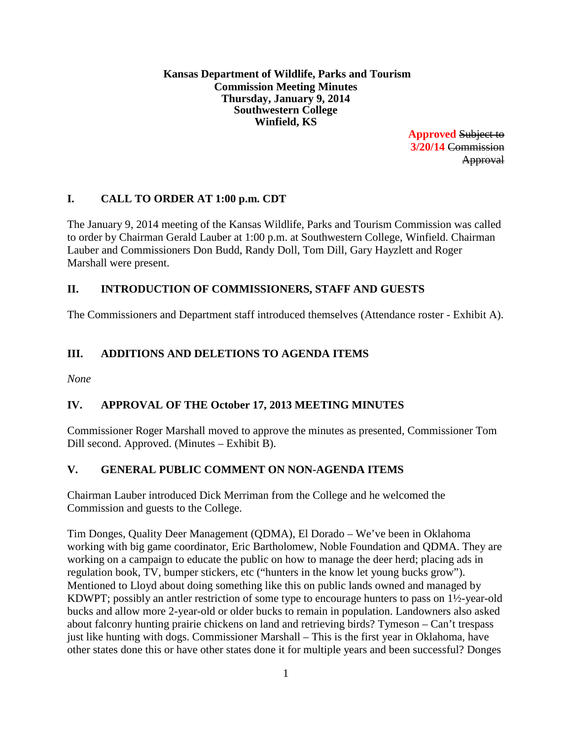**Kansas Department of Wildlife, Parks and Tourism**
**Commission Meeting Minutes**
**Thursday, January 9, 2014**
**Southwestern College**
**Winfield, KS**

**Approved** ~~Subject to~~ **3/20/14** ~~Commission Approval~~

## I. CALL TO ORDER AT 1:00 p.m. CDT

The January 9, 2014 meeting of the Kansas Wildlife, Parks and Tourism Commission was called to order by Chairman Gerald Lauber at 1:00 p.m. at Southwestern College, Winfield. Chairman Lauber and Commissioners Don Budd, Randy Doll, Tom Dill, Gary Hayzlett and Roger Marshall were present.

## II. INTRODUCTION OF COMMISSIONERS, STAFF AND GUESTS

The Commissioners and Department staff introduced themselves (Attendance roster - Exhibit A).

## III. ADDITIONS AND DELETIONS TO AGENDA ITEMS

*None*

## IV. APPROVAL OF THE October 17, 2013 MEETING MINUTES

Commissioner Roger Marshall moved to approve the minutes as presented, Commissioner Tom Dill second. Approved. (Minutes – Exhibit B).

## V. GENERAL PUBLIC COMMENT ON NON-AGENDA ITEMS

Chairman Lauber introduced Dick Merriman from the College and he welcomed the Commission and guests to the College.

Tim Donges, Quality Deer Management (QDMA), El Dorado – We've been in Oklahoma working with big game coordinator, Eric Bartholomew, Noble Foundation and QDMA. They are working on a campaign to educate the public on how to manage the deer herd; placing ads in regulation book, TV, bumper stickers, etc ("hunters in the know let young bucks grow"). Mentioned to Lloyd about doing something like this on public lands owned and managed by KDWPT; possibly an antler restriction of some type to encourage hunters to pass on 1½-year-old bucks and allow more 2-year-old or older bucks to remain in population. Landowners also asked about falconry hunting prairie chickens on land and retrieving birds? Tymeson – Can't trespass just like hunting with dogs. Commissioner Marshall – This is the first year in Oklahoma, have other states done this or have other states done it for multiple years and been successful? Donges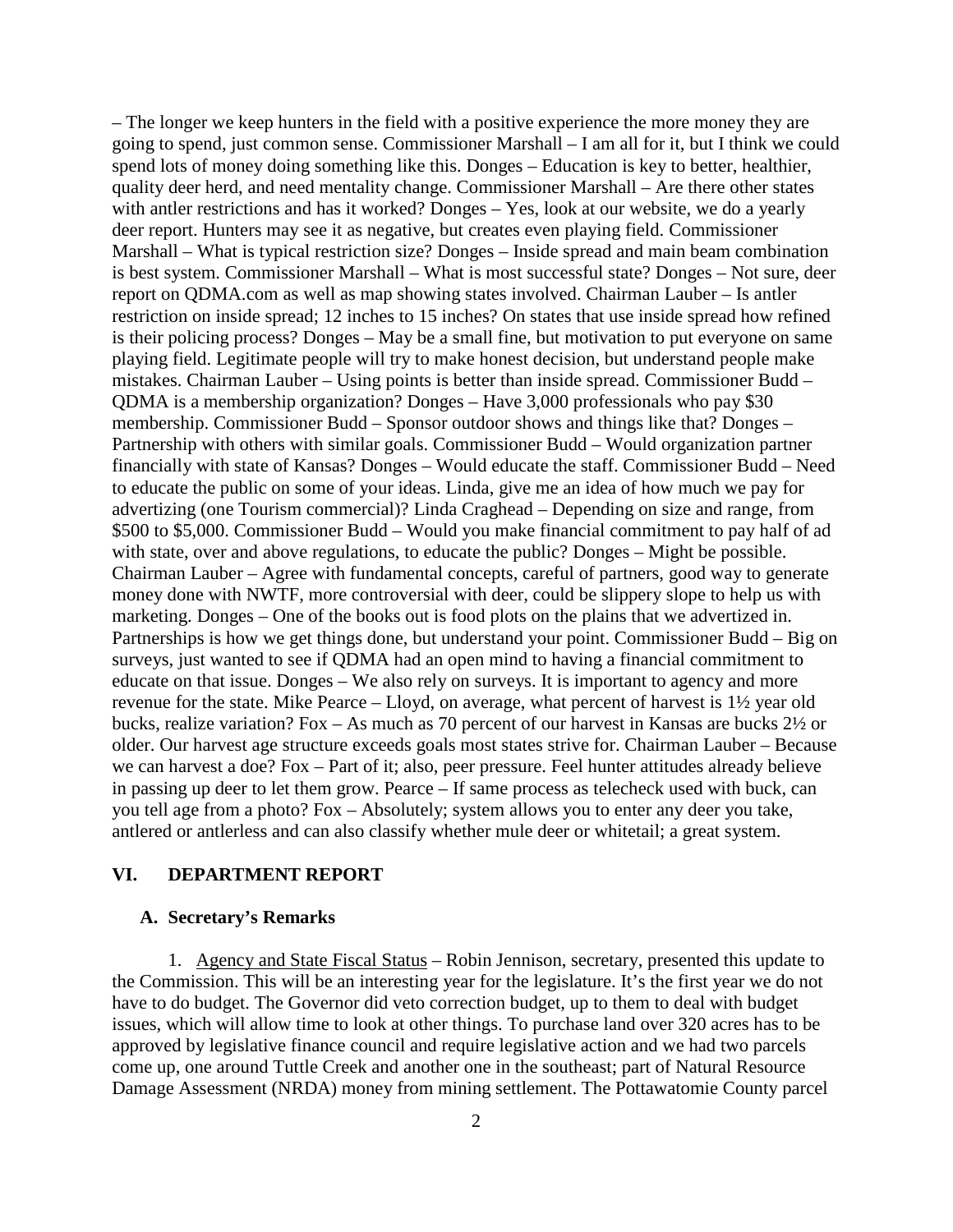– The longer we keep hunters in the field with a positive experience the more money they are going to spend, just common sense. Commissioner Marshall – I am all for it, but I think we could spend lots of money doing something like this. Donges – Education is key to better, healthier, quality deer herd, and need mentality change. Commissioner Marshall – Are there other states with antler restrictions and has it worked? Donges – Yes, look at our website, we do a yearly deer report. Hunters may see it as negative, but creates even playing field. Commissioner Marshall – What is typical restriction size? Donges – Inside spread and main beam combination is best system. Commissioner Marshall – What is most successful state? Donges – Not sure, deer report on QDMA.com as well as map showing states involved. Chairman Lauber – Is antler restriction on inside spread; 12 inches to 15 inches? On states that use inside spread how refined is their policing process? Donges – May be a small fine, but motivation to put everyone on same playing field. Legitimate people will try to make honest decision, but understand people make mistakes. Chairman Lauber – Using points is better than inside spread. Commissioner Budd – QDMA is a membership organization? Donges – Have 3,000 professionals who pay $30 membership. Commissioner Budd – Sponsor outdoor shows and things like that? Donges – Partnership with others with similar goals. Commissioner Budd – Would organization partner financially with state of Kansas? Donges – Would educate the staff. Commissioner Budd – Need to educate the public on some of your ideas. Linda, give me an idea of how much we pay for advertizing (one Tourism commercial)? Linda Craghead – Depending on size and range, from $500 to $5,000. Commissioner Budd – Would you make financial commitment to pay half of ad with state, over and above regulations, to educate the public? Donges – Might be possible. Chairman Lauber – Agree with fundamental concepts, careful of partners, good way to generate money done with NWTF, more controversial with deer, could be slippery slope to help us with marketing. Donges – One of the books out is food plots on the plains that we advertized in. Partnerships is how we get things done, but understand your point. Commissioner Budd – Big on surveys, just wanted to see if QDMA had an open mind to having a financial commitment to educate on that issue. Donges – We also rely on surveys. It is important to agency and more revenue for the state. Mike Pearce – Lloyd, on average, what percent of harvest is 1½ year old bucks, realize variation? Fox – As much as 70 percent of our harvest in Kansas are bucks 2½ or older. Our harvest age structure exceeds goals most states strive for. Chairman Lauber – Because we can harvest a doe? Fox – Part of it; also, peer pressure. Feel hunter attitudes already believe in passing up deer to let them grow. Pearce – If same process as telecheck used with buck, can you tell age from a photo? Fox – Absolutely; system allows you to enter any deer you take, antlered or antlerless and can also classify whether mule deer or whitetail; a great system.

## VI. DEPARTMENT REPORT

### A. Secretary's Remarks

1. <u>Agency and State Fiscal Status</u> – Robin Jennison, secretary, presented this update to the Commission. This will be an interesting year for the legislature. It's the first year we do not have to do budget. The Governor did veto correction budget, up to them to deal with budget issues, which will allow time to look at other things. To purchase land over 320 acres has to be approved by legislative finance council and require legislative action and we had two parcels come up, one around Tuttle Creek and another one in the southeast; part of Natural Resource Damage Assessment (NRDA) money from mining settlement. The Pottawatomie County parcel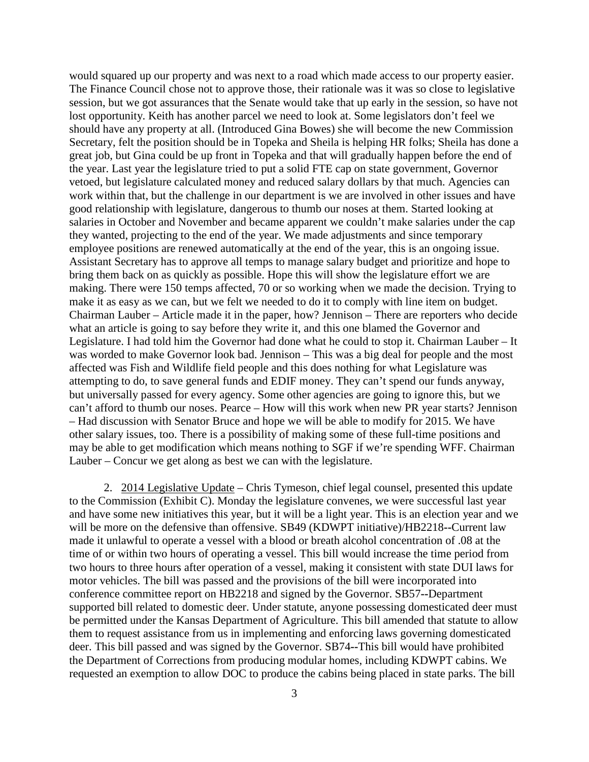would squared up our property and was next to a road which made access to our property easier. The Finance Council chose not to approve those, their rationale was it was so close to legislative session, but we got assurances that the Senate would take that up early in the session, so have not lost opportunity. Keith has another parcel we need to look at. Some legislators don't feel we should have any property at all. (Introduced Gina Bowes) she will become the new Commission Secretary, felt the position should be in Topeka and Sheila is helping HR folks; Sheila has done a great job, but Gina could be up front in Topeka and that will gradually happen before the end of the year. Last year the legislature tried to put a solid FTE cap on state government, Governor vetoed, but legislature calculated money and reduced salary dollars by that much. Agencies can work within that, but the challenge in our department is we are involved in other issues and have good relationship with legislature, dangerous to thumb our noses at them. Started looking at salaries in October and November and became apparent we couldn't make salaries under the cap they wanted, projecting to the end of the year. We made adjustments and since temporary employee positions are renewed automatically at the end of the year, this is an ongoing issue. Assistant Secretary has to approve all temps to manage salary budget and prioritize and hope to bring them back on as quickly as possible. Hope this will show the legislature effort we are making. There were 150 temps affected, 70 or so working when we made the decision. Trying to make it as easy as we can, but we felt we needed to do it to comply with line item on budget. Chairman Lauber – Article made it in the paper, how? Jennison – There are reporters who decide what an article is going to say before they write it, and this one blamed the Governor and Legislature. I had told him the Governor had done what he could to stop it. Chairman Lauber – It was worded to make Governor look bad. Jennison – This was a big deal for people and the most affected was Fish and Wildlife field people and this does nothing for what Legislature was attempting to do, to save general funds and EDIF money. They can't spend our funds anyway, but universally passed for every agency. Some other agencies are going to ignore this, but we can't afford to thumb our noses. Pearce – How will this work when new PR year starts? Jennison – Had discussion with Senator Bruce and hope we will be able to modify for 2015. We have other salary issues, too. There is a possibility of making some of these full-time positions and may be able to get modification which means nothing to SGF if we're spending WFF. Chairman Lauber – Concur we get along as best we can with the legislature.

2. 2014 Legislative Update – Chris Tymeson, chief legal counsel, presented this update to the Commission (Exhibit C). Monday the legislature convenes, we were successful last year and have some new initiatives this year, but it will be a light year. This is an election year and we will be more on the defensive than offensive. SB49 (KDWPT initiative)/HB2218--Current law made it unlawful to operate a vessel with a blood or breath alcohol concentration of .08 at the time of or within two hours of operating a vessel. This bill would increase the time period from two hours to three hours after operation of a vessel, making it consistent with state DUI laws for motor vehicles. The bill was passed and the provisions of the bill were incorporated into conference committee report on HB2218 and signed by the Governor. SB57--Department supported bill related to domestic deer. Under statute, anyone possessing domesticated deer must be permitted under the Kansas Department of Agriculture. This bill amended that statute to allow them to request assistance from us in implementing and enforcing laws governing domesticated deer. This bill passed and was signed by the Governor. SB74--This bill would have prohibited the Department of Corrections from producing modular homes, including KDWPT cabins. We requested an exemption to allow DOC to produce the cabins being placed in state parks. The bill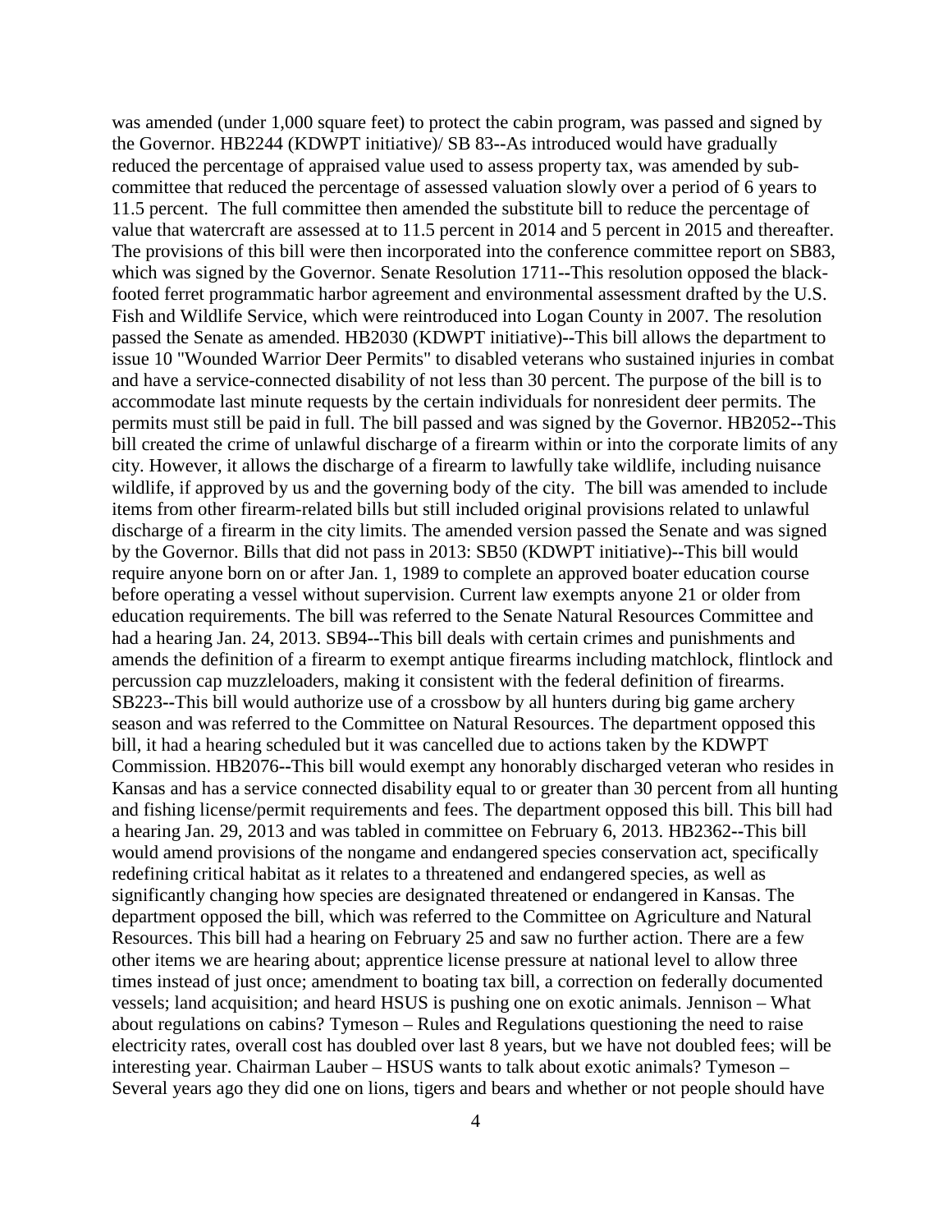was amended (under 1,000 square feet) to protect the cabin program, was passed and signed by the Governor. HB2244 (KDWPT initiative)/ SB 83--As introduced would have gradually reduced the percentage of appraised value used to assess property tax, was amended by sub-committee that reduced the percentage of assessed valuation slowly over a period of 6 years to 11.5 percent. The full committee then amended the substitute bill to reduce the percentage of value that watercraft are assessed at to 11.5 percent in 2014 and 5 percent in 2015 and thereafter. The provisions of this bill were then incorporated into the conference committee report on SB83, which was signed by the Governor. Senate Resolution 1711--This resolution opposed the black-footed ferret programmatic harbor agreement and environmental assessment drafted by the U.S. Fish and Wildlife Service, which were reintroduced into Logan County in 2007. The resolution passed the Senate as amended. HB2030 (KDWPT initiative)--This bill allows the department to issue 10 "Wounded Warrior Deer Permits" to disabled veterans who sustained injuries in combat and have a service-connected disability of not less than 30 percent. The purpose of the bill is to accommodate last minute requests by the certain individuals for nonresident deer permits. The permits must still be paid in full. The bill passed and was signed by the Governor. HB2052--This bill created the crime of unlawful discharge of a firearm within or into the corporate limits of any city. However, it allows the discharge of a firearm to lawfully take wildlife, including nuisance wildlife, if approved by us and the governing body of the city. The bill was amended to include items from other firearm-related bills but still included original provisions related to unlawful discharge of a firearm in the city limits. The amended version passed the Senate and was signed by the Governor. Bills that did not pass in 2013: SB50 (KDWPT initiative)--This bill would require anyone born on or after Jan. 1, 1989 to complete an approved boater education course before operating a vessel without supervision. Current law exempts anyone 21 or older from education requirements. The bill was referred to the Senate Natural Resources Committee and had a hearing Jan. 24, 2013. SB94--This bill deals with certain crimes and punishments and amends the definition of a firearm to exempt antique firearms including matchlock, flintlock and percussion cap muzzleloaders, making it consistent with the federal definition of firearms. SB223--This bill would authorize use of a crossbow by all hunters during big game archery season and was referred to the Committee on Natural Resources. The department opposed this bill, it had a hearing scheduled but it was cancelled due to actions taken by the KDWPT Commission. HB2076--This bill would exempt any honorably discharged veteran who resides in Kansas and has a service connected disability equal to or greater than 30 percent from all hunting and fishing license/permit requirements and fees. The department opposed this bill. This bill had a hearing Jan. 29, 2013 and was tabled in committee on February 6, 2013. HB2362--This bill would amend provisions of the nongame and endangered species conservation act, specifically redefining critical habitat as it relates to a threatened and endangered species, as well as significantly changing how species are designated threatened or endangered in Kansas. The department opposed the bill, which was referred to the Committee on Agriculture and Natural Resources. This bill had a hearing on February 25 and saw no further action. There are a few other items we are hearing about; apprentice license pressure at national level to allow three times instead of just once; amendment to boating tax bill, a correction on federally documented vessels; land acquisition; and heard HSUS is pushing one on exotic animals. Jennison – What about regulations on cabins? Tymeson – Rules and Regulations questioning the need to raise electricity rates, overall cost has doubled over last 8 years, but we have not doubled fees; will be interesting year. Chairman Lauber – HSUS wants to talk about exotic animals? Tymeson – Several years ago they did one on lions, tigers and bears and whether or not people should have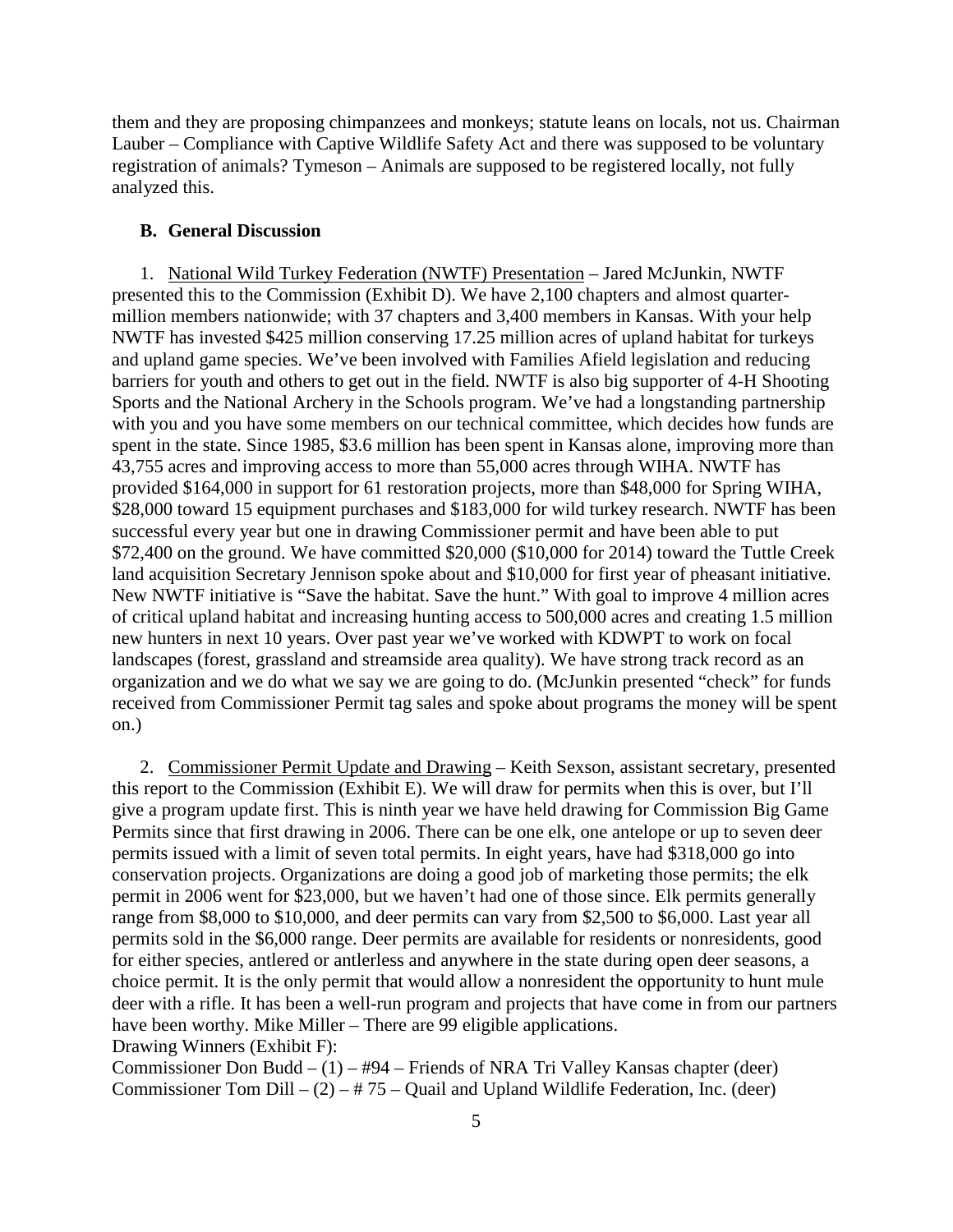them and they are proposing chimpanzees and monkeys; statute leans on locals, not us. Chairman Lauber – Compliance with Captive Wildlife Safety Act and there was supposed to be voluntary registration of animals? Tymeson – Animals are supposed to be registered locally, not fully analyzed this.

**B. General Discussion**

1. National Wild Turkey Federation (NWTF) Presentation – Jared McJunkin, NWTF presented this to the Commission (Exhibit D). We have 2,100 chapters and almost quarter-million members nationwide; with 37 chapters and 3,400 members in Kansas. With your help NWTF has invested $425 million conserving 17.25 million acres of upland habitat for turkeys and upland game species. We've been involved with Families Afield legislation and reducing barriers for youth and others to get out in the field. NWTF is also big supporter of 4-H Shooting Sports and the National Archery in the Schools program. We've had a longstanding partnership with you and you have some members on our technical committee, which decides how funds are spent in the state. Since 1985, $3.6 million has been spent in Kansas alone, improving more than 43,755 acres and improving access to more than 55,000 acres through WIHA. NWTF has provided $164,000 in support for 61 restoration projects, more than $48,000 for Spring WIHA, $28,000 toward 15 equipment purchases and $183,000 for wild turkey research. NWTF has been successful every year but one in drawing Commissioner permit and have been able to put $72,400 on the ground. We have committed $20,000 ($10,000 for 2014) toward the Tuttle Creek land acquisition Secretary Jennison spoke about and $10,000 for first year of pheasant initiative. New NWTF initiative is "Save the habitat. Save the hunt." With goal to improve 4 million acres of critical upland habitat and increasing hunting access to 500,000 acres and creating 1.5 million new hunters in next 10 years. Over past year we've worked with KDWPT to work on focal landscapes (forest, grassland and streamside area quality). We have strong track record as an organization and we do what we say we are going to do. (McJunkin presented "check" for funds received from Commissioner Permit tag sales and spoke about programs the money will be spent on.)

2. Commissioner Permit Update and Drawing – Keith Sexson, assistant secretary, presented this report to the Commission (Exhibit E). We will draw for permits when this is over, but I'll give a program update first. This is ninth year we have held drawing for Commission Big Game Permits since that first drawing in 2006. There can be one elk, one antelope or up to seven deer permits issued with a limit of seven total permits. In eight years, have had $318,000 go into conservation projects. Organizations are doing a good job of marketing those permits; the elk permit in 2006 went for $23,000, but we haven't had one of those since. Elk permits generally range from $8,000 to $10,000, and deer permits can vary from $2,500 to $6,000. Last year all permits sold in the $6,000 range. Deer permits are available for residents or nonresidents, good for either species, antlered or antlerless and anywhere in the state during open deer seasons, a choice permit. It is the only permit that would allow a nonresident the opportunity to hunt mule deer with a rifle. It has been a well-run program and projects that have come in from our partners have been worthy. Mike Miller – There are 99 eligible applications.

Drawing Winners (Exhibit F):

Commissioner Don Budd – (1) – #94 – Friends of NRA Tri Valley Kansas chapter (deer)

Commissioner Tom Dill – (2) – # 75 – Quail and Upland Wildlife Federation, Inc. (deer)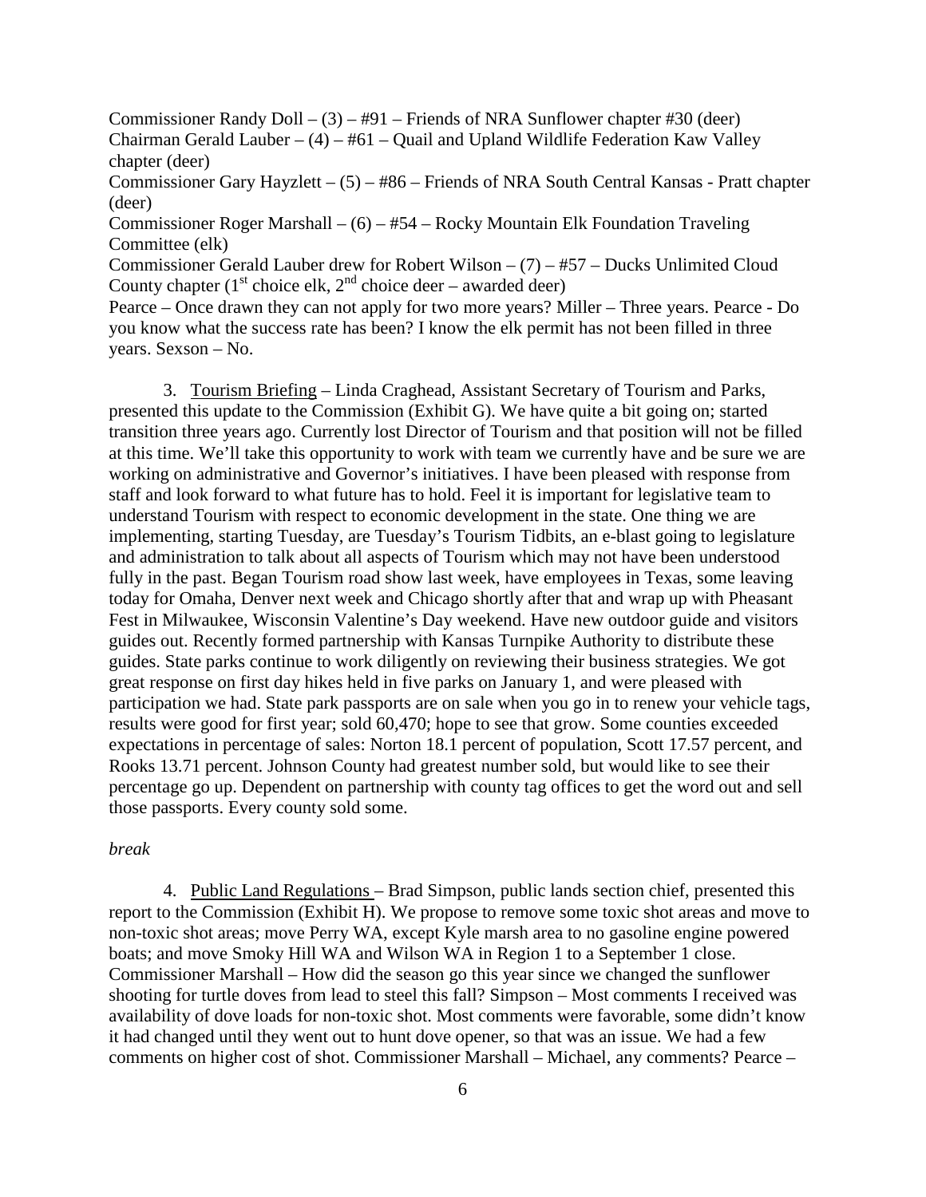Commissioner Randy Doll – (3) – #91 – Friends of NRA Sunflower chapter #30 (deer)
Chairman Gerald Lauber – (4) – #61 – Quail and Upland Wildlife Federation Kaw Valley chapter (deer)
Commissioner Gary Hayzlett – (5) – #86 – Friends of NRA South Central Kansas - Pratt chapter (deer)
Commissioner Roger Marshall – (6) – #54 – Rocky Mountain Elk Foundation Traveling Committee (elk)
Commissioner Gerald Lauber drew for Robert Wilson – (7) – #57 – Ducks Unlimited Cloud County chapter (1st choice elk, 2nd choice deer – awarded deer)
Pearce – Once drawn they can not apply for two more years? Miller – Three years. Pearce - Do you know what the success rate has been? I know the elk permit has not been filled in three years. Sexson – No.

3. Tourism Briefing – Linda Craghead, Assistant Secretary of Tourism and Parks, presented this update to the Commission (Exhibit G). We have quite a bit going on; started transition three years ago. Currently lost Director of Tourism and that position will not be filled at this time. We'll take this opportunity to work with team we currently have and be sure we are working on administrative and Governor's initiatives. I have been pleased with response from staff and look forward to what future has to hold. Feel it is important for legislative team to understand Tourism with respect to economic development in the state. One thing we are implementing, starting Tuesday, are Tuesday's Tourism Tidbits, an e-blast going to legislature and administration to talk about all aspects of Tourism which may not have been understood fully in the past. Began Tourism road show last week, have employees in Texas, some leaving today for Omaha, Denver next week and Chicago shortly after that and wrap up with Pheasant Fest in Milwaukee, Wisconsin Valentine's Day weekend. Have new outdoor guide and visitors guides out. Recently formed partnership with Kansas Turnpike Authority to distribute these guides. State parks continue to work diligently on reviewing their business strategies. We got great response on first day hikes held in five parks on January 1, and were pleased with participation we had. State park passports are on sale when you go in to renew your vehicle tags, results were good for first year; sold 60,470; hope to see that grow. Some counties exceeded expectations in percentage of sales: Norton 18.1 percent of population, Scott 17.57 percent, and Rooks 13.71 percent. Johnson County had greatest number sold, but would like to see their percentage go up. Dependent on partnership with county tag offices to get the word out and sell those passports. Every county sold some.

*break*

4. Public Land Regulations – Brad Simpson, public lands section chief, presented this report to the Commission (Exhibit H). We propose to remove some toxic shot areas and move to non-toxic shot areas; move Perry WA, except Kyle marsh area to no gasoline engine powered boats; and move Smoky Hill WA and Wilson WA in Region 1 to a September 1 close. Commissioner Marshall – How did the season go this year since we changed the sunflower shooting for turtle doves from lead to steel this fall? Simpson – Most comments I received was availability of dove loads for non-toxic shot. Most comments were favorable, some didn't know it had changed until they went out to hunt dove opener, so that was an issue. We had a few comments on higher cost of shot. Commissioner Marshall – Michael, any comments? Pearce –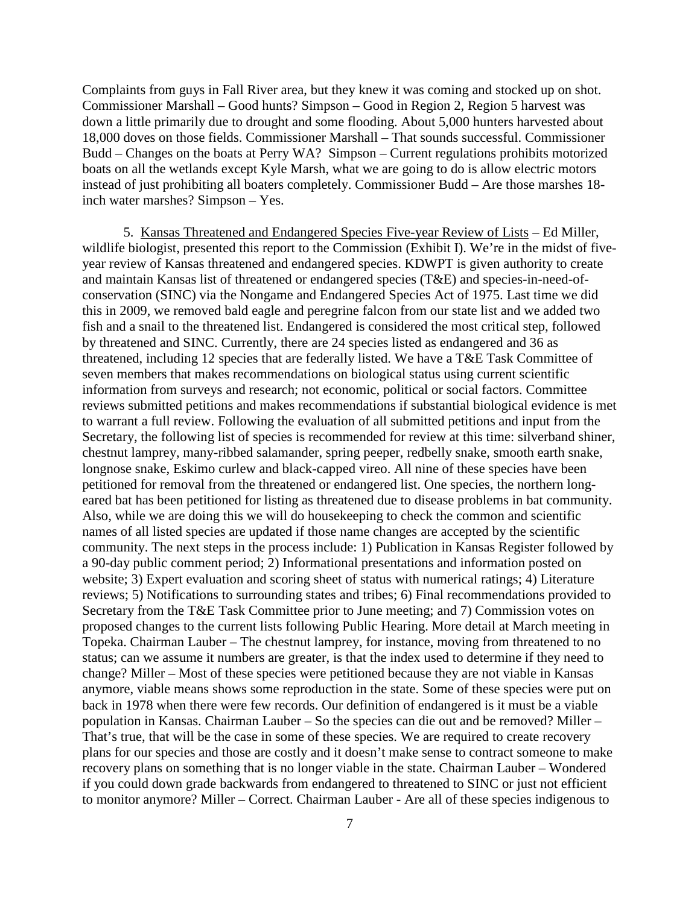Complaints from guys in Fall River area, but they knew it was coming and stocked up on shot. Commissioner Marshall – Good hunts? Simpson – Good in Region 2, Region 5 harvest was down a little primarily due to drought and some flooding. About 5,000 hunters harvested about 18,000 doves on those fields. Commissioner Marshall – That sounds successful. Commissioner Budd – Changes on the boats at Perry WA? Simpson – Current regulations prohibits motorized boats on all the wetlands except Kyle Marsh, what we are going to do is allow electric motors instead of just prohibiting all boaters completely. Commissioner Budd – Are those marshes 18-inch water marshes? Simpson – Yes.

5. Kansas Threatened and Endangered Species Five-year Review of Lists – Ed Miller, wildlife biologist, presented this report to the Commission (Exhibit I). We're in the midst of five-year review of Kansas threatened and endangered species. KDWPT is given authority to create and maintain Kansas list of threatened or endangered species (T&E) and species-in-need-of-conservation (SINC) via the Nongame and Endangered Species Act of 1975. Last time we did this in 2009, we removed bald eagle and peregrine falcon from our state list and we added two fish and a snail to the threatened list. Endangered is considered the most critical step, followed by threatened and SINC. Currently, there are 24 species listed as endangered and 36 as threatened, including 12 species that are federally listed. We have a T&E Task Committee of seven members that makes recommendations on biological status using current scientific information from surveys and research; not economic, political or social factors. Committee reviews submitted petitions and makes recommendations if substantial biological evidence is met to warrant a full review. Following the evaluation of all submitted petitions and input from the Secretary, the following list of species is recommended for review at this time: silverband shiner, chestnut lamprey, many-ribbed salamander, spring peeper, redbelly snake, smooth earth snake, longnose snake, Eskimo curlew and black-capped vireo. All nine of these species have been petitioned for removal from the threatened or endangered list. One species, the northern long-eared bat has been petitioned for listing as threatened due to disease problems in bat community. Also, while we are doing this we will do housekeeping to check the common and scientific names of all listed species are updated if those name changes are accepted by the scientific community. The next steps in the process include: 1) Publication in Kansas Register followed by a 90-day public comment period; 2) Informational presentations and information posted on website; 3) Expert evaluation and scoring sheet of status with numerical ratings; 4) Literature reviews; 5) Notifications to surrounding states and tribes; 6) Final recommendations provided to Secretary from the T&E Task Committee prior to June meeting; and 7) Commission votes on proposed changes to the current lists following Public Hearing. More detail at March meeting in Topeka. Chairman Lauber – The chestnut lamprey, for instance, moving from threatened to no status; can we assume it numbers are greater, is that the index used to determine if they need to change? Miller – Most of these species were petitioned because they are not viable in Kansas anymore, viable means shows some reproduction in the state. Some of these species were put on back in 1978 when there were few records. Our definition of endangered is it must be a viable population in Kansas. Chairman Lauber – So the species can die out and be removed? Miller – That's true, that will be the case in some of these species. We are required to create recovery plans for our species and those are costly and it doesn't make sense to contract someone to make recovery plans on something that is no longer viable in the state. Chairman Lauber – Wondered if you could down grade backwards from endangered to threatened to SINC or just not efficient to monitor anymore? Miller – Correct. Chairman Lauber - Are all of these species indigenous to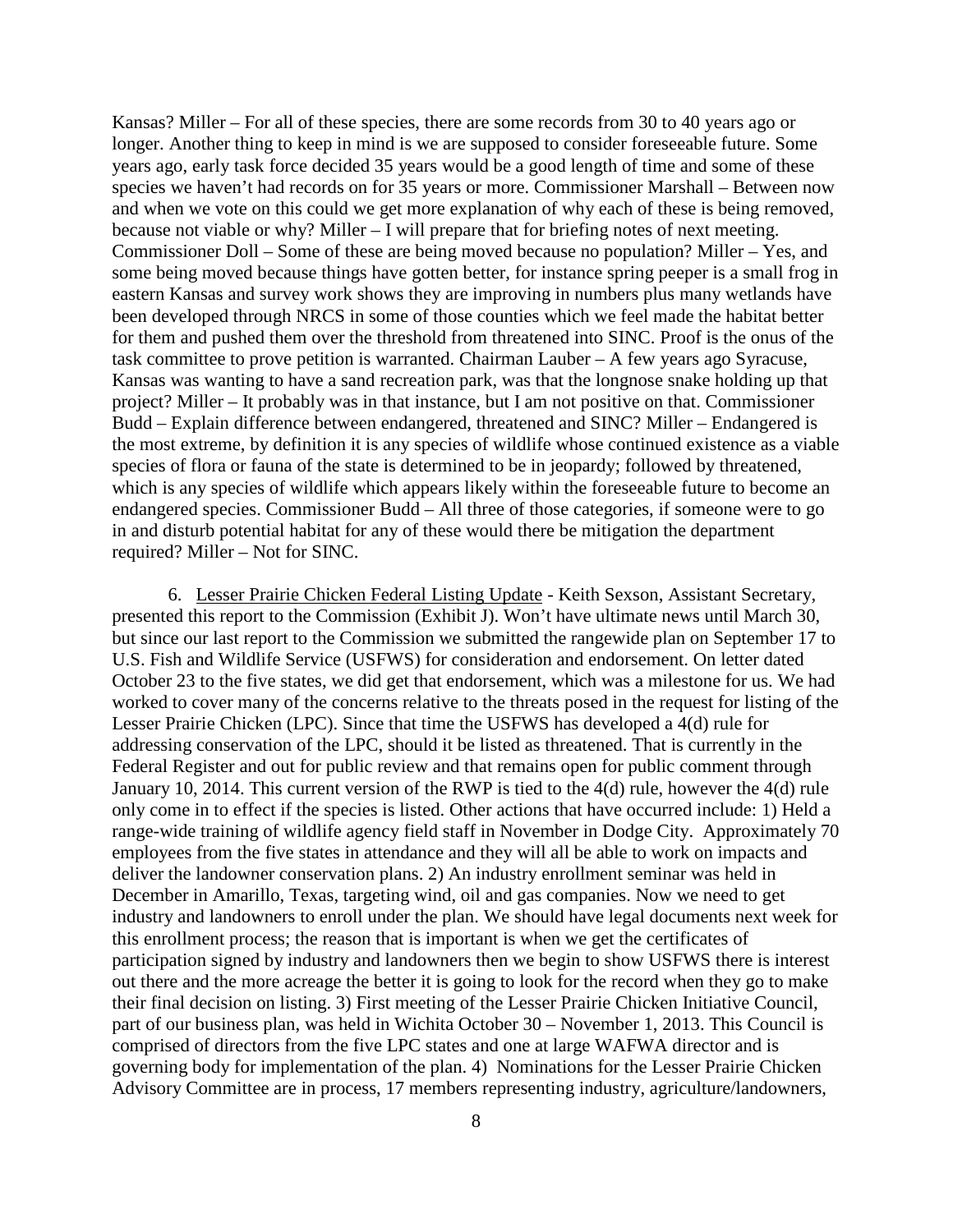Kansas? Miller – For all of these species, there are some records from 30 to 40 years ago or longer. Another thing to keep in mind is we are supposed to consider foreseeable future. Some years ago, early task force decided 35 years would be a good length of time and some of these species we haven't had records on for 35 years or more. Commissioner Marshall – Between now and when we vote on this could we get more explanation of why each of these is being removed, because not viable or why? Miller – I will prepare that for briefing notes of next meeting. Commissioner Doll – Some of these are being moved because no population? Miller – Yes, and some being moved because things have gotten better, for instance spring peeper is a small frog in eastern Kansas and survey work shows they are improving in numbers plus many wetlands have been developed through NRCS in some of those counties which we feel made the habitat better for them and pushed them over the threshold from threatened into SINC. Proof is the onus of the task committee to prove petition is warranted. Chairman Lauber – A few years ago Syracuse, Kansas was wanting to have a sand recreation park, was that the longnose snake holding up that project? Miller – It probably was in that instance, but I am not positive on that. Commissioner Budd – Explain difference between endangered, threatened and SINC? Miller – Endangered is the most extreme, by definition it is any species of wildlife whose continued existence as a viable species of flora or fauna of the state is determined to be in jeopardy; followed by threatened, which is any species of wildlife which appears likely within the foreseeable future to become an endangered species. Commissioner Budd – All three of those categories, if someone were to go in and disturb potential habitat for any of these would there be mitigation the department required? Miller – Not for SINC.

6. <u>Lesser Prairie Chicken Federal Listing Update</u> - Keith Sexson, Assistant Secretary, presented this report to the Commission (Exhibit J). Won't have ultimate news until March 30, but since our last report to the Commission we submitted the rangewide plan on September 17 to U.S. Fish and Wildlife Service (USFWS) for consideration and endorsement. On letter dated October 23 to the five states, we did get that endorsement, which was a milestone for us. We had worked to cover many of the concerns relative to the threats posed in the request for listing of the Lesser Prairie Chicken (LPC). Since that time the USFWS has developed a 4(d) rule for addressing conservation of the LPC, should it be listed as threatened. That is currently in the Federal Register and out for public review and that remains open for public comment through January 10, 2014. This current version of the RWP is tied to the 4(d) rule, however the 4(d) rule only come in to effect if the species is listed. Other actions that have occurred include: 1) Held a range-wide training of wildlife agency field staff in November in Dodge City. Approximately 70 employees from the five states in attendance and they will all be able to work on impacts and deliver the landowner conservation plans. 2) An industry enrollment seminar was held in December in Amarillo, Texas, targeting wind, oil and gas companies. Now we need to get industry and landowners to enroll under the plan. We should have legal documents next week for this enrollment process; the reason that is important is when we get the certificates of participation signed by industry and landowners then we begin to show USFWS there is interest out there and the more acreage the better it is going to look for the record when they go to make their final decision on listing. 3) First meeting of the Lesser Prairie Chicken Initiative Council, part of our business plan, was held in Wichita October 30 – November 1, 2013. This Council is comprised of directors from the five LPC states and one at large WAFWA director and is governing body for implementation of the plan. 4) Nominations for the Lesser Prairie Chicken Advisory Committee are in process, 17 members representing industry, agriculture/landowners,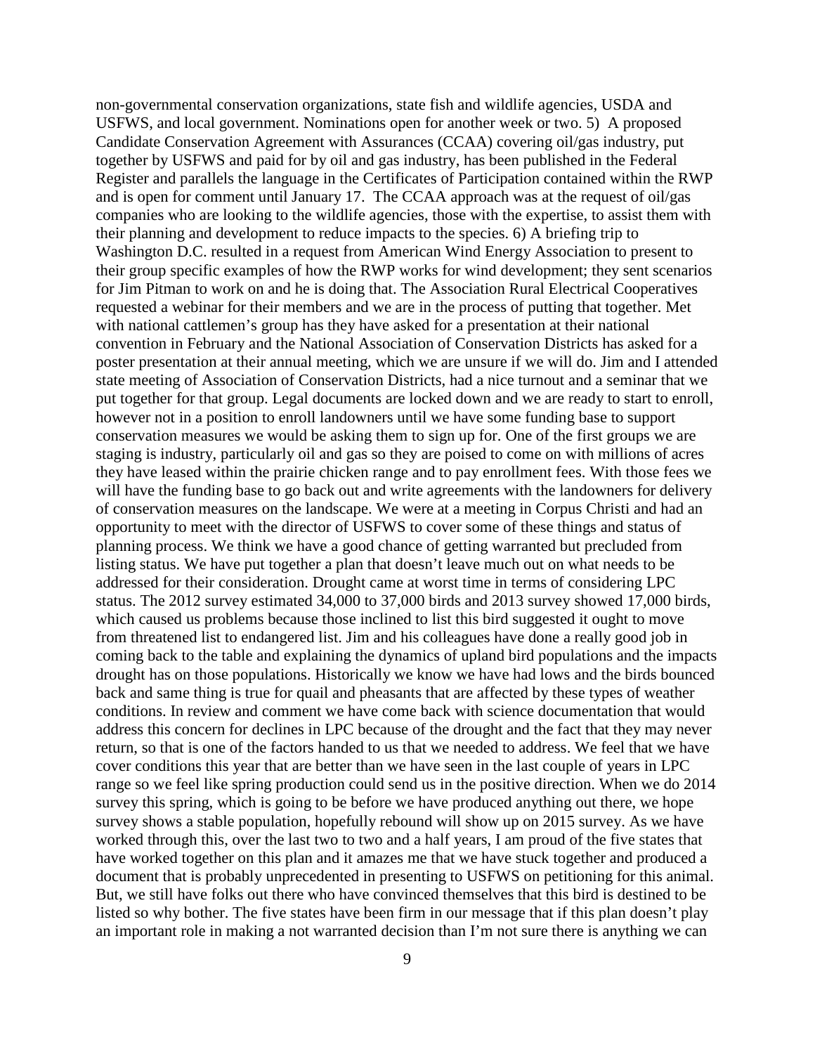non-governmental conservation organizations, state fish and wildlife agencies, USDA and USFWS, and local government. Nominations open for another week or two. 5) A proposed Candidate Conservation Agreement with Assurances (CCAA) covering oil/gas industry, put together by USFWS and paid for by oil and gas industry, has been published in the Federal Register and parallels the language in the Certificates of Participation contained within the RWP and is open for comment until January 17. The CCAA approach was at the request of oil/gas companies who are looking to the wildlife agencies, those with the expertise, to assist them with their planning and development to reduce impacts to the species. 6) A briefing trip to Washington D.C. resulted in a request from American Wind Energy Association to present to their group specific examples of how the RWP works for wind development; they sent scenarios for Jim Pitman to work on and he is doing that. The Association Rural Electrical Cooperatives requested a webinar for their members and we are in the process of putting that together. Met with national cattlemen's group has they have asked for a presentation at their national convention in February and the National Association of Conservation Districts has asked for a poster presentation at their annual meeting, which we are unsure if we will do. Jim and I attended state meeting of Association of Conservation Districts, had a nice turnout and a seminar that we put together for that group. Legal documents are locked down and we are ready to start to enroll, however not in a position to enroll landowners until we have some funding base to support conservation measures we would be asking them to sign up for. One of the first groups we are staging is industry, particularly oil and gas so they are poised to come on with millions of acres they have leased within the prairie chicken range and to pay enrollment fees. With those fees we will have the funding base to go back out and write agreements with the landowners for delivery of conservation measures on the landscape. We were at a meeting in Corpus Christi and had an opportunity to meet with the director of USFWS to cover some of these things and status of planning process. We think we have a good chance of getting warranted but precluded from listing status. We have put together a plan that doesn't leave much out on what needs to be addressed for their consideration. Drought came at worst time in terms of considering LPC status. The 2012 survey estimated 34,000 to 37,000 birds and 2013 survey showed 17,000 birds, which caused us problems because those inclined to list this bird suggested it ought to move from threatened list to endangered list. Jim and his colleagues have done a really good job in coming back to the table and explaining the dynamics of upland bird populations and the impacts drought has on those populations. Historically we know we have had lows and the birds bounced back and same thing is true for quail and pheasants that are affected by these types of weather conditions. In review and comment we have come back with science documentation that would address this concern for declines in LPC because of the drought and the fact that they may never return, so that is one of the factors handed to us that we needed to address. We feel that we have cover conditions this year that are better than we have seen in the last couple of years in LPC range so we feel like spring production could send us in the positive direction. When we do 2014 survey this spring, which is going to be before we have produced anything out there, we hope survey shows a stable population, hopefully rebound will show up on 2015 survey. As we have worked through this, over the last two to two and a half years, I am proud of the five states that have worked together on this plan and it amazes me that we have stuck together and produced a document that is probably unprecedented in presenting to USFWS on petitioning for this animal. But, we still have folks out there who have convinced themselves that this bird is destined to be listed so why bother. The five states have been firm in our message that if this plan doesn't play an important role in making a not warranted decision than I'm not sure there is anything we can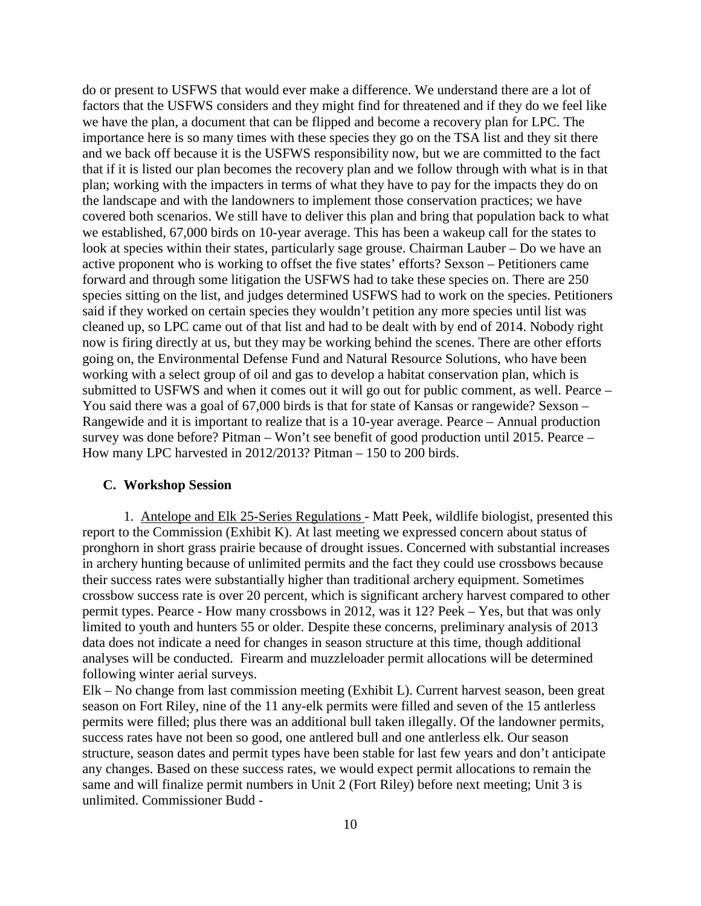do or present to USFWS that would ever make a difference. We understand there are a lot of factors that the USFWS considers and they might find for threatened and if they do we feel like we have the plan, a document that can be flipped and become a recovery plan for LPC. The importance here is so many times with these species they go on the TSA list and they sit there and we back off because it is the USFWS responsibility now, but we are committed to the fact that if it is listed our plan becomes the recovery plan and we follow through with what is in that plan; working with the impacters in terms of what they have to pay for the impacts they do on the landscape and with the landowners to implement those conservation practices; we have covered both scenarios. We still have to deliver this plan and bring that population back to what we established, 67,000 birds on 10-year average. This has been a wakeup call for the states to look at species within their states, particularly sage grouse. Chairman Lauber – Do we have an active proponent who is working to offset the five states' efforts? Sexson – Petitioners came forward and through some litigation the USFWS had to take these species on. There are 250 species sitting on the list, and judges determined USFWS had to work on the species. Petitioners said if they worked on certain species they wouldn't petition any more species until list was cleaned up, so LPC came out of that list and had to be dealt with by end of 2014. Nobody right now is firing directly at us, but they may be working behind the scenes. There are other efforts going on, the Environmental Defense Fund and Natural Resource Solutions, who have been working with a select group of oil and gas to develop a habitat conservation plan, which is submitted to USFWS and when it comes out it will go out for public comment, as well. Pearce – You said there was a goal of 67,000 birds is that for state of Kansas or rangewide? Sexson – Rangewide and it is important to realize that is a 10-year average. Pearce – Annual production survey was done before? Pitman – Won't see benefit of good production until 2015. Pearce – How many LPC harvested in 2012/2013? Pitman – 150 to 200 birds.

## C. Workshop Session

1. Antelope and Elk 25-Series Regulations - Matt Peek, wildlife biologist, presented this report to the Commission (Exhibit K). At last meeting we expressed concern about status of pronghorn in short grass prairie because of drought issues. Concerned with substantial increases in archery hunting because of unlimited permits and the fact they could use crossbows because their success rates were substantially higher than traditional archery equipment. Sometimes crossbow success rate is over 20 percent, which is significant archery harvest compared to other permit types. Pearce - How many crossbows in 2012, was it 12? Peek – Yes, but that was only limited to youth and hunters 55 or older. Despite these concerns, preliminary analysis of 2013 data does not indicate a need for changes in season structure at this time, though additional analyses will be conducted. Firearm and muzzleloader permit allocations will be determined following winter aerial surveys.

Elk – No change from last commission meeting (Exhibit L). Current harvest season, been great season on Fort Riley, nine of the 11 any-elk permits were filled and seven of the 15 antlerless permits were filled; plus there was an additional bull taken illegally. Of the landowner permits, success rates have not been so good, one antlered bull and one antlerless elk. Our season structure, season dates and permit types have been stable for last few years and don't anticipate any changes. Based on these success rates, we would expect permit allocations to remain the same and will finalize permit numbers in Unit 2 (Fort Riley) before next meeting; Unit 3 is unlimited. Commissioner Budd -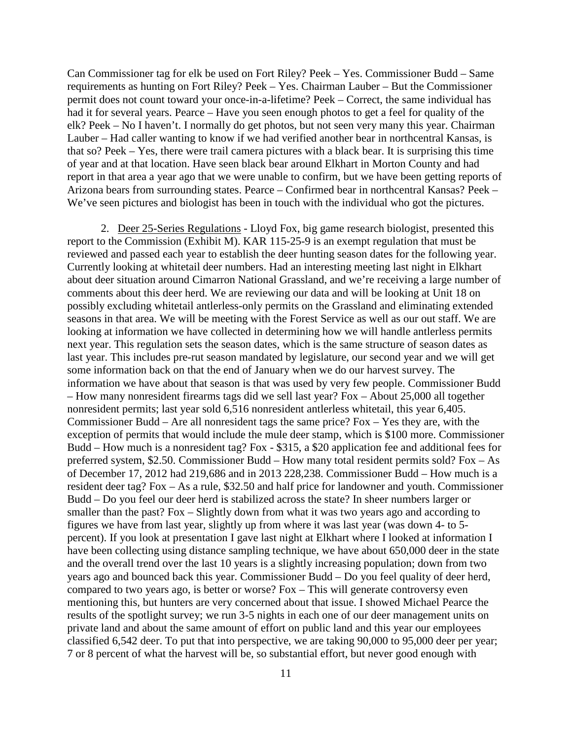Can Commissioner tag for elk be used on Fort Riley? Peek – Yes. Commissioner Budd – Same requirements as hunting on Fort Riley? Peek – Yes. Chairman Lauber – But the Commissioner permit does not count toward your once-in-a-lifetime? Peek – Correct, the same individual has had it for several years. Pearce – Have you seen enough photos to get a feel for quality of the elk? Peek – No I haven't. I normally do get photos, but not seen very many this year. Chairman Lauber – Had caller wanting to know if we had verified another bear in northcentral Kansas, is that so? Peek – Yes, there were trail camera pictures with a black bear. It is surprising this time of year and at that location. Have seen black bear around Elkhart in Morton County and had report in that area a year ago that we were unable to confirm, but we have been getting reports of Arizona bears from surrounding states. Pearce – Confirmed bear in northcentral Kansas? Peek – We've seen pictures and biologist has been in touch with the individual who got the pictures.

2. <u>Deer 25-Series Regulations</u> - Lloyd Fox, big game research biologist, presented this report to the Commission (Exhibit M). KAR 115-25-9 is an exempt regulation that must be reviewed and passed each year to establish the deer hunting season dates for the following year. Currently looking at whitetail deer numbers. Had an interesting meeting last night in Elkhart about deer situation around Cimarron National Grassland, and we're receiving a large number of comments about this deer herd. We are reviewing our data and will be looking at Unit 18 on possibly excluding whitetail antlerless-only permits on the Grassland and eliminating extended seasons in that area. We will be meeting with the Forest Service as well as our out staff. We are looking at information we have collected in determining how we will handle antlerless permits next year. This regulation sets the season dates, which is the same structure of season dates as last year. This includes pre-rut season mandated by legislature, our second year and we will get some information back on that the end of January when we do our harvest survey. The information we have about that season is that was used by very few people. Commissioner Budd – How many nonresident firearms tags did we sell last year? Fox – About 25,000 all together nonresident permits; last year sold 6,516 nonresident antlerless whitetail, this year 6,405. Commissioner Budd – Are all nonresident tags the same price? Fox – Yes they are, with the exception of permits that would include the mule deer stamp, which is $100 more. Commissioner Budd – How much is a nonresident tag? Fox - $315, a $20 application fee and additional fees for preferred system, $2.50. Commissioner Budd – How many total resident permits sold? Fox – As of December 17, 2012 had 219,686 and in 2013 228,238. Commissioner Budd – How much is a resident deer tag? Fox – As a rule, $32.50 and half price for landowner and youth. Commissioner Budd – Do you feel our deer herd is stabilized across the state? In sheer numbers larger or smaller than the past? Fox – Slightly down from what it was two years ago and according to figures we have from last year, slightly up from where it was last year (was down 4- to 5-percent). If you look at presentation I gave last night at Elkhart where I looked at information I have been collecting using distance sampling technique, we have about 650,000 deer in the state and the overall trend over the last 10 years is a slightly increasing population; down from two years ago and bounced back this year. Commissioner Budd – Do you feel quality of deer herd, compared to two years ago, is better or worse? Fox – This will generate controversy even mentioning this, but hunters are very concerned about that issue. I showed Michael Pearce the results of the spotlight survey; we run 3-5 nights in each one of our deer management units on private land and about the same amount of effort on public land and this year our employees classified 6,542 deer. To put that into perspective, we are taking 90,000 to 95,000 deer per year; 7 or 8 percent of what the harvest will be, so substantial effort, but never good enough with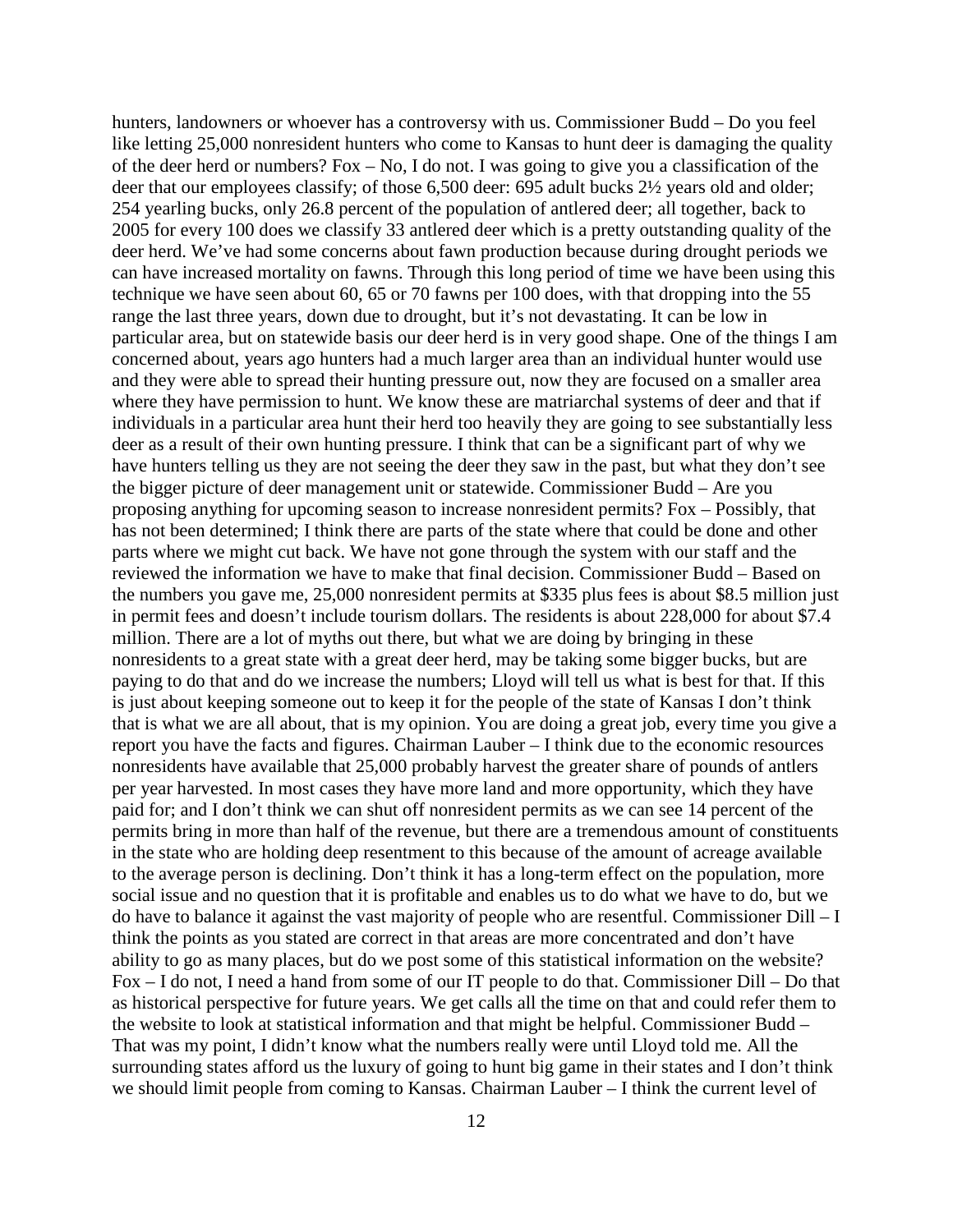hunters, landowners or whoever has a controversy with us. Commissioner Budd – Do you feel like letting 25,000 nonresident hunters who come to Kansas to hunt deer is damaging the quality of the deer herd or numbers? Fox – No, I do not. I was going to give you a classification of the deer that our employees classify; of those 6,500 deer: 695 adult bucks 2½ years old and older; 254 yearling bucks, only 26.8 percent of the population of antlered deer; all together, back to 2005 for every 100 does we classify 33 antlered deer which is a pretty outstanding quality of the deer herd. We've had some concerns about fawn production because during drought periods we can have increased mortality on fawns. Through this long period of time we have been using this technique we have seen about 60, 65 or 70 fawns per 100 does, with that dropping into the 55 range the last three years, down due to drought, but it's not devastating. It can be low in particular area, but on statewide basis our deer herd is in very good shape. One of the things I am concerned about, years ago hunters had a much larger area than an individual hunter would use and they were able to spread their hunting pressure out, now they are focused on a smaller area where they have permission to hunt. We know these are matriarchal systems of deer and that if individuals in a particular area hunt their herd too heavily they are going to see substantially less deer as a result of their own hunting pressure. I think that can be a significant part of why we have hunters telling us they are not seeing the deer they saw in the past, but what they don't see the bigger picture of deer management unit or statewide. Commissioner Budd – Are you proposing anything for upcoming season to increase nonresident permits? Fox – Possibly, that has not been determined; I think there are parts of the state where that could be done and other parts where we might cut back. We have not gone through the system with our staff and the reviewed the information we have to make that final decision. Commissioner Budd – Based on the numbers you gave me, 25,000 nonresident permits at $335 plus fees is about $8.5 million just in permit fees and doesn't include tourism dollars. The residents is about 228,000 for about $7.4 million. There are a lot of myths out there, but what we are doing by bringing in these nonresidents to a great state with a great deer herd, may be taking some bigger bucks, but are paying to do that and do we increase the numbers; Lloyd will tell us what is best for that. If this is just about keeping someone out to keep it for the people of the state of Kansas I don't think that is what we are all about, that is my opinion. You are doing a great job, every time you give a report you have the facts and figures. Chairman Lauber – I think due to the economic resources nonresidents have available that 25,000 probably harvest the greater share of pounds of antlers per year harvested. In most cases they have more land and more opportunity, which they have paid for; and I don't think we can shut off nonresident permits as we can see 14 percent of the permits bring in more than half of the revenue, but there are a tremendous amount of constituents in the state who are holding deep resentment to this because of the amount of acreage available to the average person is declining. Don't think it has a long-term effect on the population, more social issue and no question that it is profitable and enables us to do what we have to do, but we do have to balance it against the vast majority of people who are resentful. Commissioner Dill – I think the points as you stated are correct in that areas are more concentrated and don't have ability to go as many places, but do we post some of this statistical information on the website? Fox – I do not, I need a hand from some of our IT people to do that. Commissioner Dill – Do that as historical perspective for future years. We get calls all the time on that and could refer them to the website to look at statistical information and that might be helpful. Commissioner Budd – That was my point, I didn't know what the numbers really were until Lloyd told me. All the surrounding states afford us the luxury of going to hunt big game in their states and I don't think we should limit people from coming to Kansas. Chairman Lauber – I think the current level of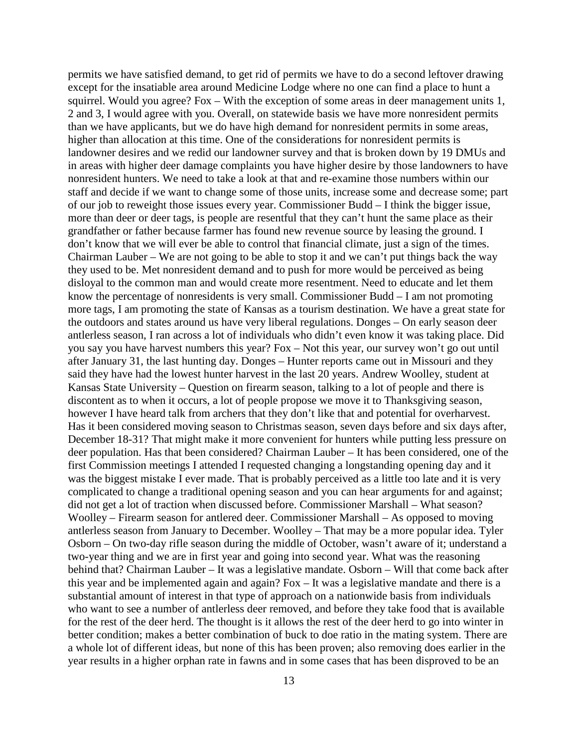permits we have satisfied demand, to get rid of permits we have to do a second leftover drawing except for the insatiable area around Medicine Lodge where no one can find a place to hunt a squirrel. Would you agree? Fox – With the exception of some areas in deer management units 1, 2 and 3, I would agree with you. Overall, on statewide basis we have more nonresident permits than we have applicants, but we do have high demand for nonresident permits in some areas, higher than allocation at this time. One of the considerations for nonresident permits is landowner desires and we redid our landowner survey and that is broken down by 19 DMUs and in areas with higher deer damage complaints you have higher desire by those landowners to have nonresident hunters. We need to take a look at that and re-examine those numbers within our staff and decide if we want to change some of those units, increase some and decrease some; part of our job to reweight those issues every year. Commissioner Budd – I think the bigger issue, more than deer or deer tags, is people are resentful that they can't hunt the same place as their grandfather or father because farmer has found new revenue source by leasing the ground. I don't know that we will ever be able to control that financial climate, just a sign of the times. Chairman Lauber – We are not going to be able to stop it and we can't put things back the way they used to be. Met nonresident demand and to push for more would be perceived as being disloyal to the common man and would create more resentment. Need to educate and let them know the percentage of nonresidents is very small. Commissioner Budd – I am not promoting more tags, I am promoting the state of Kansas as a tourism destination. We have a great state for the outdoors and states around us have very liberal regulations. Donges – On early season deer antlerless season, I ran across a lot of individuals who didn't even know it was taking place. Did you say you have harvest numbers this year? Fox – Not this year, our survey won't go out until after January 31, the last hunting day. Donges – Hunter reports came out in Missouri and they said they have had the lowest hunter harvest in the last 20 years. Andrew Woolley, student at Kansas State University – Question on firearm season, talking to a lot of people and there is discontent as to when it occurs, a lot of people propose we move it to Thanksgiving season, however I have heard talk from archers that they don't like that and potential for overharvest. Has it been considered moving season to Christmas season, seven days before and six days after, December 18-31? That might make it more convenient for hunters while putting less pressure on deer population. Has that been considered? Chairman Lauber – It has been considered, one of the first Commission meetings I attended I requested changing a longstanding opening day and it was the biggest mistake I ever made. That is probably perceived as a little too late and it is very complicated to change a traditional opening season and you can hear arguments for and against; did not get a lot of traction when discussed before. Commissioner Marshall – What season? Woolley – Firearm season for antlered deer. Commissioner Marshall – As opposed to moving antlerless season from January to December. Woolley – That may be a more popular idea. Tyler Osborn – On two-day rifle season during the middle of October, wasn't aware of it; understand a two-year thing and we are in first year and going into second year. What was the reasoning behind that? Chairman Lauber – It was a legislative mandate. Osborn – Will that come back after this year and be implemented again and again? Fox – It was a legislative mandate and there is a substantial amount of interest in that type of approach on a nationwide basis from individuals who want to see a number of antlerless deer removed, and before they take food that is available for the rest of the deer herd. The thought is it allows the rest of the deer herd to go into winter in better condition; makes a better combination of buck to doe ratio in the mating system. There are a whole lot of different ideas, but none of this has been proven; also removing does earlier in the year results in a higher orphan rate in fawns and in some cases that has been disproved to be an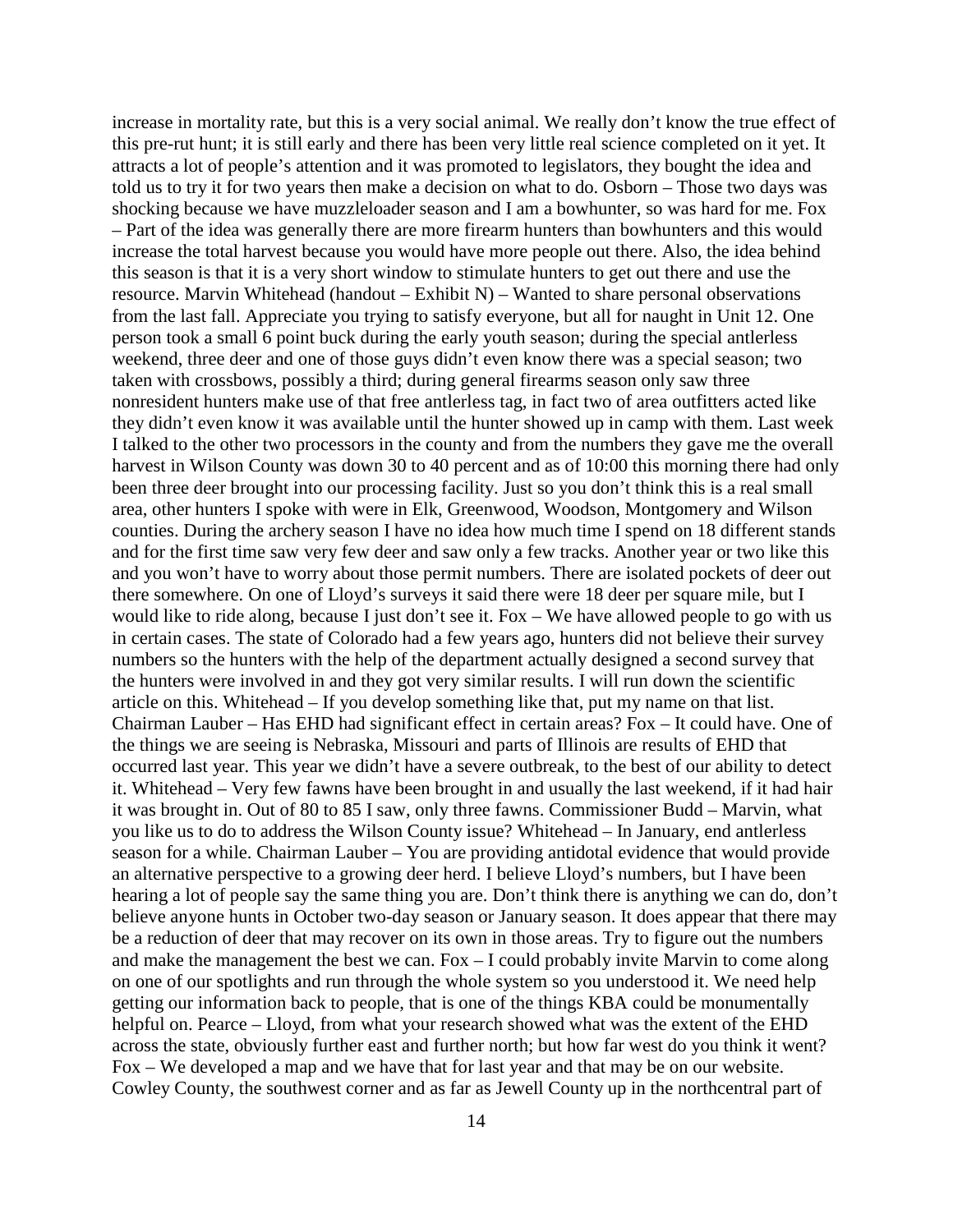increase in mortality rate, but this is a very social animal. We really don't know the true effect of this pre-rut hunt; it is still early and there has been very little real science completed on it yet. It attracts a lot of people's attention and it was promoted to legislators, they bought the idea and told us to try it for two years then make a decision on what to do. Osborn – Those two days was shocking because we have muzzleloader season and I am a bowhunter, so was hard for me. Fox – Part of the idea was generally there are more firearm hunters than bowhunters and this would increase the total harvest because you would have more people out there. Also, the idea behind this season is that it is a very short window to stimulate hunters to get out there and use the resource. Marvin Whitehead (handout – Exhibit N) – Wanted to share personal observations from the last fall. Appreciate you trying to satisfy everyone, but all for naught in Unit 12. One person took a small 6 point buck during the early youth season; during the special antlerless weekend, three deer and one of those guys didn't even know there was a special season; two taken with crossbows, possibly a third; during general firearms season only saw three nonresident hunters make use of that free antlerless tag, in fact two of area outfitters acted like they didn't even know it was available until the hunter showed up in camp with them. Last week I talked to the other two processors in the county and from the numbers they gave me the overall harvest in Wilson County was down 30 to 40 percent and as of 10:00 this morning there had only been three deer brought into our processing facility. Just so you don't think this is a real small area, other hunters I spoke with were in Elk, Greenwood, Woodson, Montgomery and Wilson counties. During the archery season I have no idea how much time I spend on 18 different stands and for the first time saw very few deer and saw only a few tracks. Another year or two like this and you won't have to worry about those permit numbers. There are isolated pockets of deer out there somewhere. On one of Lloyd's surveys it said there were 18 deer per square mile, but I would like to ride along, because I just don't see it. Fox – We have allowed people to go with us in certain cases. The state of Colorado had a few years ago, hunters did not believe their survey numbers so the hunters with the help of the department actually designed a second survey that the hunters were involved in and they got very similar results. I will run down the scientific article on this. Whitehead – If you develop something like that, put my name on that list. Chairman Lauber – Has EHD had significant effect in certain areas? Fox – It could have. One of the things we are seeing is Nebraska, Missouri and parts of Illinois are results of EHD that occurred last year. This year we didn't have a severe outbreak, to the best of our ability to detect it. Whitehead – Very few fawns have been brought in and usually the last weekend, if it had hair it was brought in. Out of 80 to 85 I saw, only three fawns. Commissioner Budd – Marvin, what you like us to do to address the Wilson County issue? Whitehead – In January, end antlerless season for a while. Chairman Lauber – You are providing antidotal evidence that would provide an alternative perspective to a growing deer herd. I believe Lloyd's numbers, but I have been hearing a lot of people say the same thing you are. Don't think there is anything we can do, don't believe anyone hunts in October two-day season or January season. It does appear that there may be a reduction of deer that may recover on its own in those areas. Try to figure out the numbers and make the management the best we can. Fox – I could probably invite Marvin to come along on one of our spotlights and run through the whole system so you understood it. We need help getting our information back to people, that is one of the things KBA could be monumentally helpful on. Pearce – Lloyd, from what your research showed what was the extent of the EHD across the state, obviously further east and further north; but how far west do you think it went? Fox – We developed a map and we have that for last year and that may be on our website. Cowley County, the southwest corner and as far as Jewell County up in the northcentral part of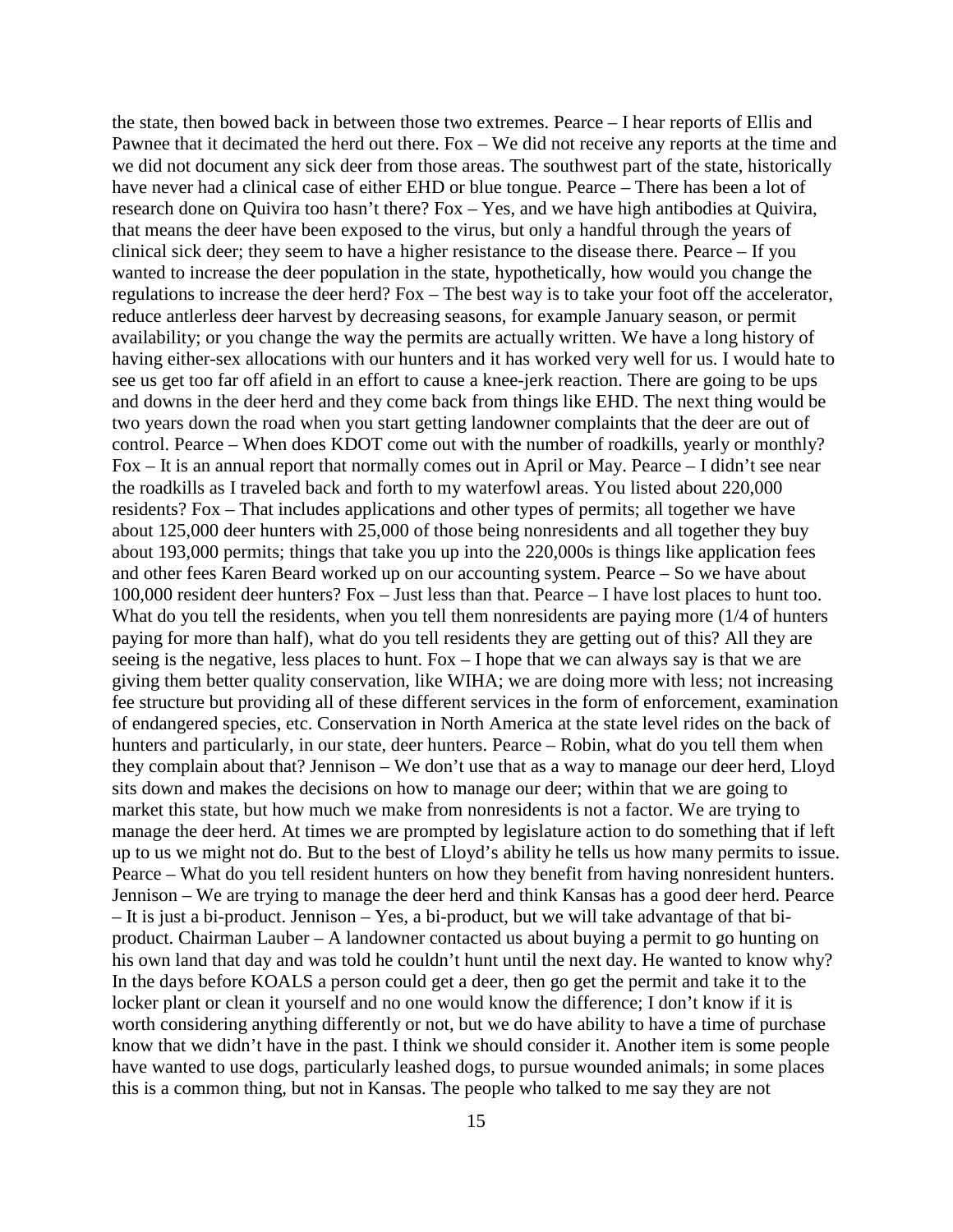the state, then bowed back in between those two extremes. Pearce – I hear reports of Ellis and Pawnee that it decimated the herd out there. Fox – We did not receive any reports at the time and we did not document any sick deer from those areas. The southwest part of the state, historically have never had a clinical case of either EHD or blue tongue. Pearce – There has been a lot of research done on Quivira too hasn't there? Fox – Yes, and we have high antibodies at Quivira, that means the deer have been exposed to the virus, but only a handful through the years of clinical sick deer; they seem to have a higher resistance to the disease there. Pearce – If you wanted to increase the deer population in the state, hypothetically, how would you change the regulations to increase the deer herd? Fox – The best way is to take your foot off the accelerator, reduce antlerless deer harvest by decreasing seasons, for example January season, or permit availability; or you change the way the permits are actually written. We have a long history of having either-sex allocations with our hunters and it has worked very well for us. I would hate to see us get too far off afield in an effort to cause a knee-jerk reaction. There are going to be ups and downs in the deer herd and they come back from things like EHD. The next thing would be two years down the road when you start getting landowner complaints that the deer are out of control. Pearce – When does KDOT come out with the number of roadkills, yearly or monthly? Fox – It is an annual report that normally comes out in April or May. Pearce – I didn't see near the roadkills as I traveled back and forth to my waterfowl areas. You listed about 220,000 residents? Fox – That includes applications and other types of permits; all together we have about 125,000 deer hunters with 25,000 of those being nonresidents and all together they buy about 193,000 permits; things that take you up into the 220,000s is things like application fees and other fees Karen Beard worked up on our accounting system. Pearce – So we have about 100,000 resident deer hunters? Fox – Just less than that. Pearce – I have lost places to hunt too. What do you tell the residents, when you tell them nonresidents are paying more (1/4 of hunters paying for more than half), what do you tell residents they are getting out of this? All they are seeing is the negative, less places to hunt. Fox – I hope that we can always say is that we are giving them better quality conservation, like WIHA; we are doing more with less; not increasing fee structure but providing all of these different services in the form of enforcement, examination of endangered species, etc. Conservation in North America at the state level rides on the back of hunters and particularly, in our state, deer hunters. Pearce – Robin, what do you tell them when they complain about that? Jennison – We don't use that as a way to manage our deer herd, Lloyd sits down and makes the decisions on how to manage our deer; within that we are going to market this state, but how much we make from nonresidents is not a factor. We are trying to manage the deer herd. At times we are prompted by legislature action to do something that if left up to us we might not do. But to the best of Lloyd's ability he tells us how many permits to issue. Pearce – What do you tell resident hunters on how they benefit from having nonresident hunters. Jennison – We are trying to manage the deer herd and think Kansas has a good deer herd. Pearce – It is just a bi-product. Jennison – Yes, a bi-product, but we will take advantage of that bi-product. Chairman Lauber – A landowner contacted us about buying a permit to go hunting on his own land that day and was told he couldn't hunt until the next day. He wanted to know why? In the days before KOALS a person could get a deer, then go get the permit and take it to the locker plant or clean it yourself and no one would know the difference; I don't know if it is worth considering anything differently or not, but we do have ability to have a time of purchase know that we didn't have in the past. I think we should consider it. Another item is some people have wanted to use dogs, particularly leashed dogs, to pursue wounded animals; in some places this is a common thing, but not in Kansas. The people who talked to me say they are not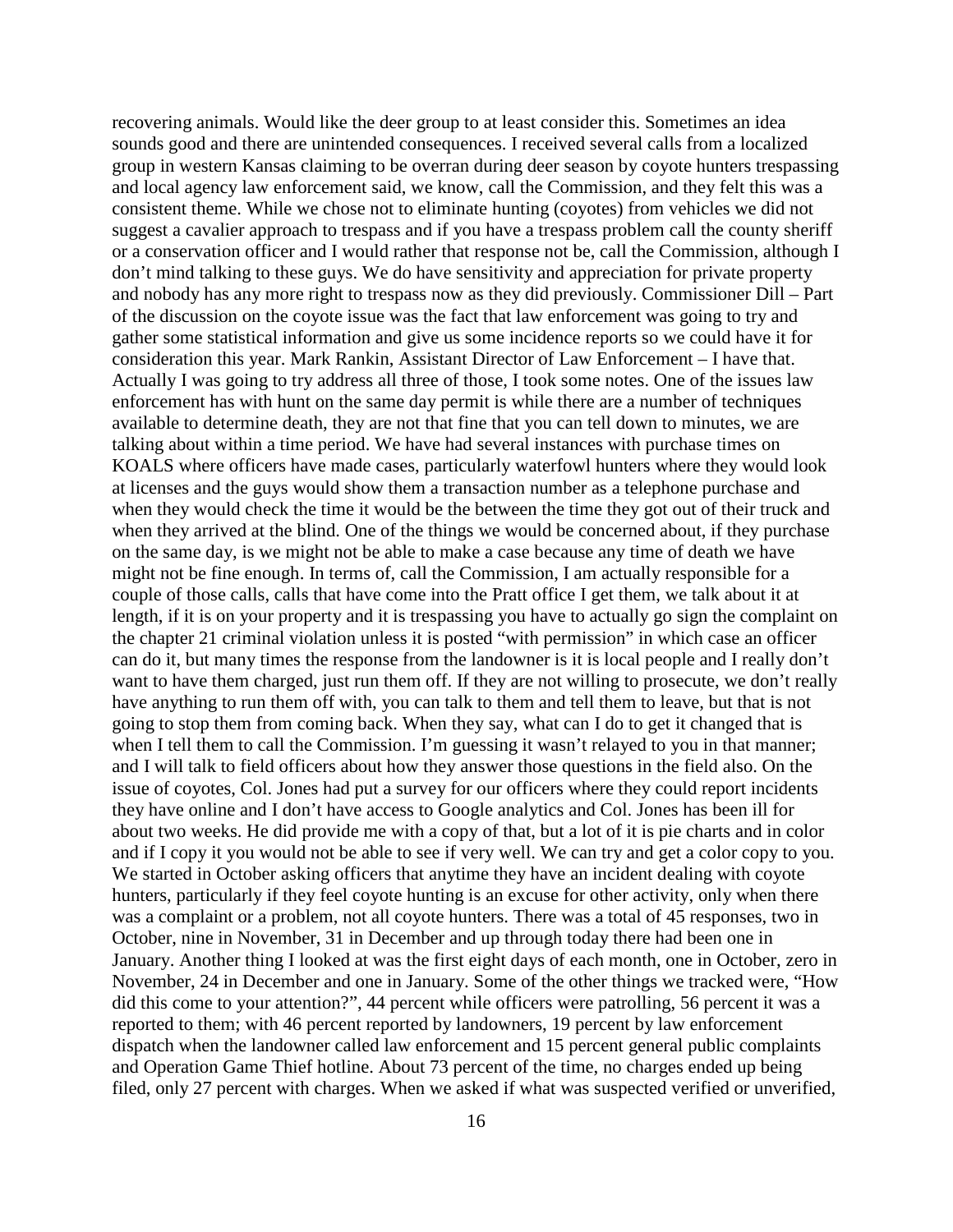recovering animals. Would like the deer group to at least consider this. Sometimes an idea sounds good and there are unintended consequences. I received several calls from a localized group in western Kansas claiming to be overran during deer season by coyote hunters trespassing and local agency law enforcement said, we know, call the Commission, and they felt this was a consistent theme. While we chose not to eliminate hunting (coyotes) from vehicles we did not suggest a cavalier approach to trespass and if you have a trespass problem call the county sheriff or a conservation officer and I would rather that response not be, call the Commission, although I don't mind talking to these guys. We do have sensitivity and appreciation for private property and nobody has any more right to trespass now as they did previously. Commissioner Dill – Part of the discussion on the coyote issue was the fact that law enforcement was going to try and gather some statistical information and give us some incidence reports so we could have it for consideration this year. Mark Rankin, Assistant Director of Law Enforcement – I have that. Actually I was going to try address all three of those, I took some notes. One of the issues law enforcement has with hunt on the same day permit is while there are a number of techniques available to determine death, they are not that fine that you can tell down to minutes, we are talking about within a time period. We have had several instances with purchase times on KOALS where officers have made cases, particularly waterfowl hunters where they would look at licenses and the guys would show them a transaction number as a telephone purchase and when they would check the time it would be the between the time they got out of their truck and when they arrived at the blind. One of the things we would be concerned about, if they purchase on the same day, is we might not be able to make a case because any time of death we have might not be fine enough. In terms of, call the Commission, I am actually responsible for a couple of those calls, calls that have come into the Pratt office I get them, we talk about it at length, if it is on your property and it is trespassing you have to actually go sign the complaint on the chapter 21 criminal violation unless it is posted "with permission" in which case an officer can do it, but many times the response from the landowner is it is local people and I really don't want to have them charged, just run them off. If they are not willing to prosecute, we don't really have anything to run them off with, you can talk to them and tell them to leave, but that is not going to stop them from coming back. When they say, what can I do to get it changed that is when I tell them to call the Commission. I'm guessing it wasn't relayed to you in that manner; and I will talk to field officers about how they answer those questions in the field also. On the issue of coyotes, Col. Jones had put a survey for our officers where they could report incidents they have online and I don't have access to Google analytics and Col. Jones has been ill for about two weeks. He did provide me with a copy of that, but a lot of it is pie charts and in color and if I copy it you would not be able to see if very well. We can try and get a color copy to you. We started in October asking officers that anytime they have an incident dealing with coyote hunters, particularly if they feel coyote hunting is an excuse for other activity, only when there was a complaint or a problem, not all coyote hunters. There was a total of 45 responses, two in October, nine in November, 31 in December and up through today there had been one in January. Another thing I looked at was the first eight days of each month, one in October, zero in November, 24 in December and one in January. Some of the other things we tracked were, "How did this come to your attention?", 44 percent while officers were patrolling, 56 percent it was a reported to them; with 46 percent reported by landowners, 19 percent by law enforcement dispatch when the landowner called law enforcement and 15 percent general public complaints and Operation Game Thief hotline. About 73 percent of the time, no charges ended up being filed, only 27 percent with charges. When we asked if what was suspected verified or unverified,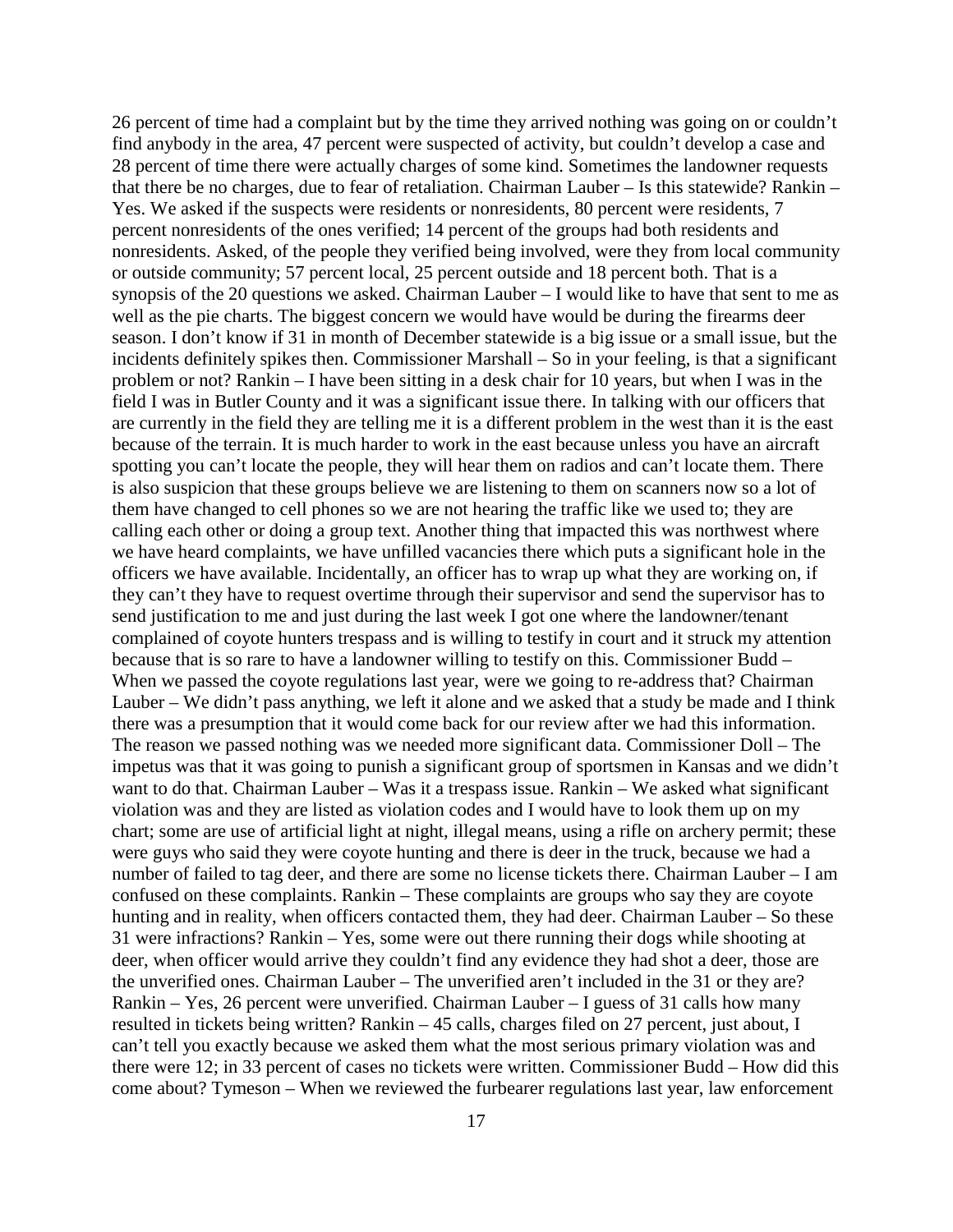26 percent of time had a complaint but by the time they arrived nothing was going on or couldn't find anybody in the area, 47 percent were suspected of activity, but couldn't develop a case and 28 percent of time there were actually charges of some kind. Sometimes the landowner requests that there be no charges, due to fear of retaliation. Chairman Lauber – Is this statewide? Rankin – Yes. We asked if the suspects were residents or nonresidents, 80 percent were residents, 7 percent nonresidents of the ones verified; 14 percent of the groups had both residents and nonresidents. Asked, of the people they verified being involved, were they from local community or outside community; 57 percent local, 25 percent outside and 18 percent both. That is a synopsis of the 20 questions we asked. Chairman Lauber – I would like to have that sent to me as well as the pie charts. The biggest concern we would have would be during the firearms deer season. I don't know if 31 in month of December statewide is a big issue or a small issue, but the incidents definitely spikes then. Commissioner Marshall – So in your feeling, is that a significant problem or not? Rankin – I have been sitting in a desk chair for 10 years, but when I was in the field I was in Butler County and it was a significant issue there. In talking with our officers that are currently in the field they are telling me it is a different problem in the west than it is the east because of the terrain. It is much harder to work in the east because unless you have an aircraft spotting you can't locate the people, they will hear them on radios and can't locate them. There is also suspicion that these groups believe we are listening to them on scanners now so a lot of them have changed to cell phones so we are not hearing the traffic like we used to; they are calling each other or doing a group text. Another thing that impacted this was northwest where we have heard complaints, we have unfilled vacancies there which puts a significant hole in the officers we have available. Incidentally, an officer has to wrap up what they are working on, if they can't they have to request overtime through their supervisor and send the supervisor has to send justification to me and just during the last week I got one where the landowner/tenant complained of coyote hunters trespass and is willing to testify in court and it struck my attention because that is so rare to have a landowner willing to testify on this. Commissioner Budd – When we passed the coyote regulations last year, were we going to re-address that? Chairman Lauber – We didn't pass anything, we left it alone and we asked that a study be made and I think there was a presumption that it would come back for our review after we had this information. The reason we passed nothing was we needed more significant data. Commissioner Doll – The impetus was that it was going to punish a significant group of sportsmen in Kansas and we didn't want to do that. Chairman Lauber – Was it a trespass issue. Rankin – We asked what significant violation was and they are listed as violation codes and I would have to look them up on my chart; some are use of artificial light at night, illegal means, using a rifle on archery permit; these were guys who said they were coyote hunting and there is deer in the truck, because we had a number of failed to tag deer, and there are some no license tickets there. Chairman Lauber – I am confused on these complaints. Rankin – These complaints are groups who say they are coyote hunting and in reality, when officers contacted them, they had deer. Chairman Lauber – So these 31 were infractions? Rankin – Yes, some were out there running their dogs while shooting at deer, when officer would arrive they couldn't find any evidence they had shot a deer, those are the unverified ones. Chairman Lauber – The unverified aren't included in the 31 or they are? Rankin – Yes, 26 percent were unverified. Chairman Lauber – I guess of 31 calls how many resulted in tickets being written? Rankin – 45 calls, charges filed on 27 percent, just about, I can't tell you exactly because we asked them what the most serious primary violation was and there were 12; in 33 percent of cases no tickets were written. Commissioner Budd – How did this come about? Tymeson – When we reviewed the furbearer regulations last year, law enforcement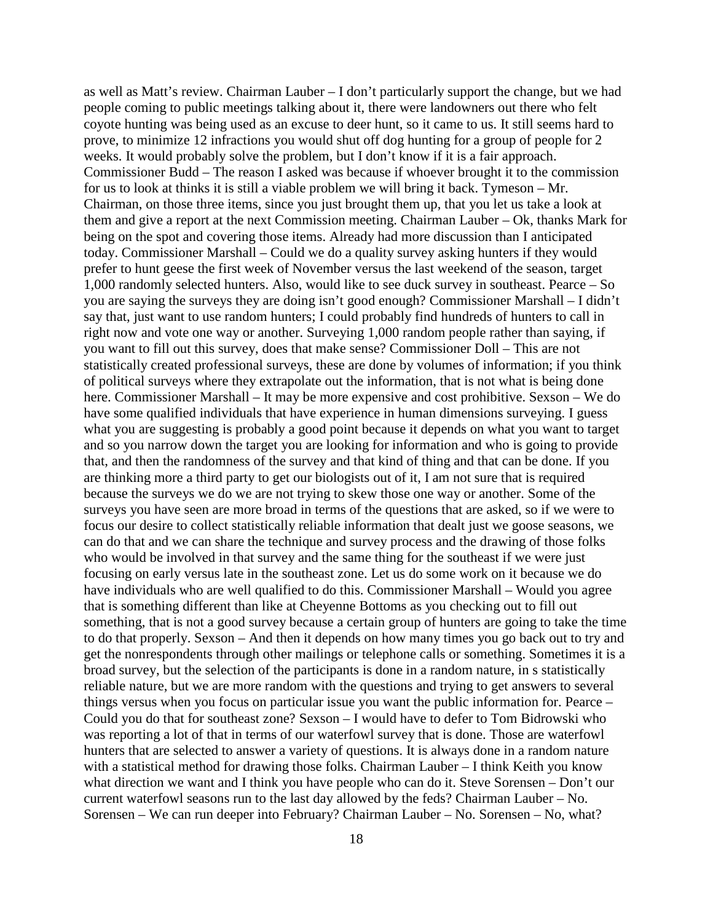as well as Matt's review. Chairman Lauber – I don't particularly support the change, but we had people coming to public meetings talking about it, there were landowners out there who felt coyote hunting was being used as an excuse to deer hunt, so it came to us. It still seems hard to prove, to minimize 12 infractions you would shut off dog hunting for a group of people for 2 weeks. It would probably solve the problem, but I don't know if it is a fair approach. Commissioner Budd – The reason I asked was because if whoever brought it to the commission for us to look at thinks it is still a viable problem we will bring it back. Tymeson – Mr. Chairman, on those three items, since you just brought them up, that you let us take a look at them and give a report at the next Commission meeting. Chairman Lauber – Ok, thanks Mark for being on the spot and covering those items. Already had more discussion than I anticipated today. Commissioner Marshall – Could we do a quality survey asking hunters if they would prefer to hunt geese the first week of November versus the last weekend of the season, target 1,000 randomly selected hunters. Also, would like to see duck survey in southeast. Pearce – So you are saying the surveys they are doing isn't good enough? Commissioner Marshall – I didn't say that, just want to use random hunters; I could probably find hundreds of hunters to call in right now and vote one way or another. Surveying 1,000 random people rather than saying, if you want to fill out this survey, does that make sense? Commissioner Doll – This are not statistically created professional surveys, these are done by volumes of information; if you think of political surveys where they extrapolate out the information, that is not what is being done here. Commissioner Marshall – It may be more expensive and cost prohibitive. Sexson – We do have some qualified individuals that have experience in human dimensions surveying. I guess what you are suggesting is probably a good point because it depends on what you want to target and so you narrow down the target you are looking for information and who is going to provide that, and then the randomness of the survey and that kind of thing and that can be done. If you are thinking more a third party to get our biologists out of it, I am not sure that is required because the surveys we do we are not trying to skew those one way or another. Some of the surveys you have seen are more broad in terms of the questions that are asked, so if we were to focus our desire to collect statistically reliable information that dealt just we goose seasons, we can do that and we can share the technique and survey process and the drawing of those folks who would be involved in that survey and the same thing for the southeast if we were just focusing on early versus late in the southeast zone. Let us do some work on it because we do have individuals who are well qualified to do this. Commissioner Marshall – Would you agree that is something different than like at Cheyenne Bottoms as you checking out to fill out something, that is not a good survey because a certain group of hunters are going to take the time to do that properly. Sexson – And then it depends on how many times you go back out to try and get the nonrespondents through other mailings or telephone calls or something. Sometimes it is a broad survey, but the selection of the participants is done in a random nature, in s statistically reliable nature, but we are more random with the questions and trying to get answers to several things versus when you focus on particular issue you want the public information for. Pearce – Could you do that for southeast zone? Sexson – I would have to defer to Tom Bidrowski who was reporting a lot of that in terms of our waterfowl survey that is done. Those are waterfowl hunters that are selected to answer a variety of questions. It is always done in a random nature with a statistical method for drawing those folks. Chairman Lauber – I think Keith you know what direction we want and I think you have people who can do it. Steve Sorensen – Don't our current waterfowl seasons run to the last day allowed by the feds? Chairman Lauber – No. Sorensen – We can run deeper into February? Chairman Lauber – No. Sorensen – No, what?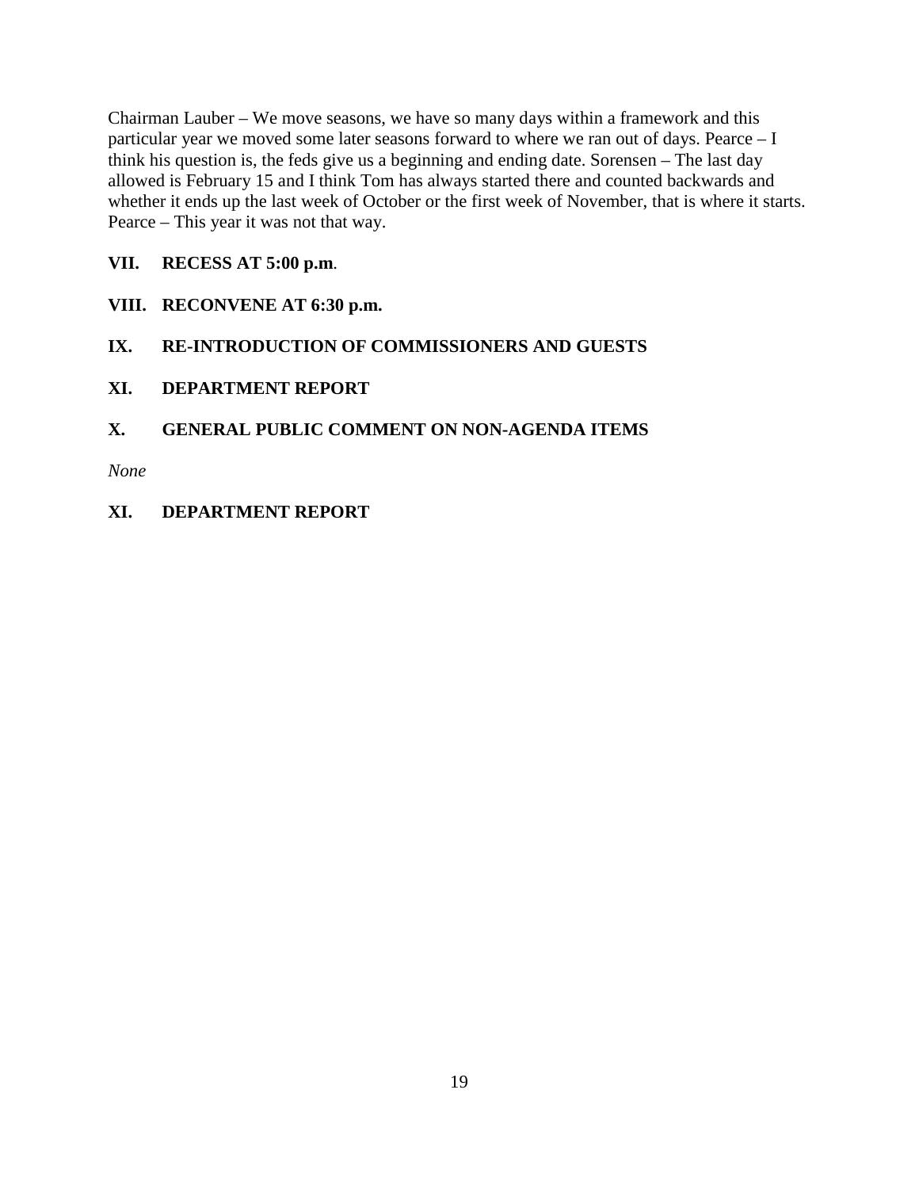Chairman Lauber – We move seasons, we have so many days within a framework and this particular year we moved some later seasons forward to where we ran out of days. Pearce – I think his question is, the feds give us a beginning and ending date. Sorensen – The last day allowed is February 15 and I think Tom has always started there and counted backwards and whether it ends up the last week of October or the first week of November, that is where it starts. Pearce – This year it was not that way.

**VII. RECESS AT 5:00 p.m.**

**VIII. RECONVENE AT 6:30 p.m.**

**IX. RE-INTRODUCTION OF COMMISSIONERS AND GUESTS**

**XI. DEPARTMENT REPORT**

**X. GENERAL PUBLIC COMMENT ON NON-AGENDA ITEMS**

*None*

**XI. DEPARTMENT REPORT**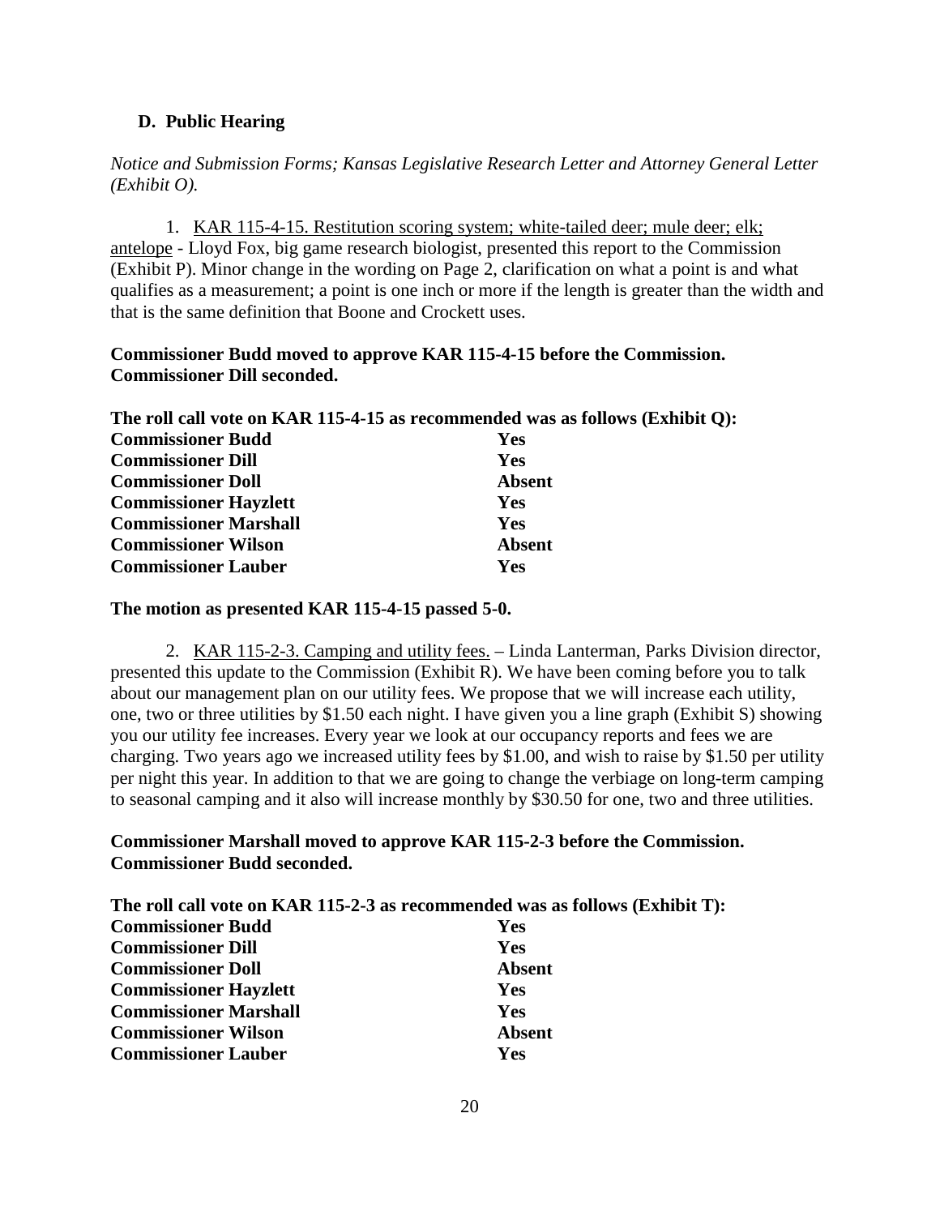### D. Public Hearing

*Notice and Submission Forms; Kansas Legislative Research Letter and Attorney General Letter (Exhibit O).*

1. KAR 115-4-15. Restitution scoring system; white-tailed deer; mule deer; elk; antelope - Lloyd Fox, big game research biologist, presented this report to the Commission (Exhibit P). Minor change in the wording on Page 2, clarification on what a point is and what qualifies as a measurement; a point is one inch or more if the length is greater than the width and that is the same definition that Boone and Crockett uses.

**Commissioner Budd moved to approve KAR 115-4-15 before the Commission. Commissioner Dill seconded.**

**The roll call vote on KAR 115-4-15 as recommended was as follows (Exhibit Q):**

| | |
|---|---|
| **Commissioner Budd** | **Yes** |
| **Commissioner Dill** | **Yes** |
| **Commissioner Doll** | **Absent** |
| **Commissioner Hayzlett** | **Yes** |
| **Commissioner Marshall** | **Yes** |
| **Commissioner Wilson** | **Absent** |
| **Commissioner Lauber** | **Yes** |

**The motion as presented KAR 115-4-15 passed 5-0.**

2. KAR 115-2-3. Camping and utility fees. – Linda Lanterman, Parks Division director, presented this update to the Commission (Exhibit R). We have been coming before you to talk about our management plan on our utility fees. We propose that we will increase each utility, one, two or three utilities by $1.50 each night. I have given you a line graph (Exhibit S) showing you our utility fee increases. Every year we look at our occupancy reports and fees we are charging. Two years ago we increased utility fees by $1.00, and wish to raise by $1.50 per utility per night this year. In addition to that we are going to change the verbiage on long-term camping to seasonal camping and it also will increase monthly by $30.50 for one, two and three utilities.

**Commissioner Marshall moved to approve KAR 115-2-3 before the Commission. Commissioner Budd seconded.**

**The roll call vote on KAR 115-2-3 as recommended was as follows (Exhibit T):**

| | |
|---|---|
| **Commissioner Budd** | **Yes** |
| **Commissioner Dill** | **Yes** |
| **Commissioner Doll** | **Absent** |
| **Commissioner Hayzlett** | **Yes** |
| **Commissioner Marshall** | **Yes** |
| **Commissioner Wilson** | **Absent** |
| **Commissioner Lauber** | **Yes** |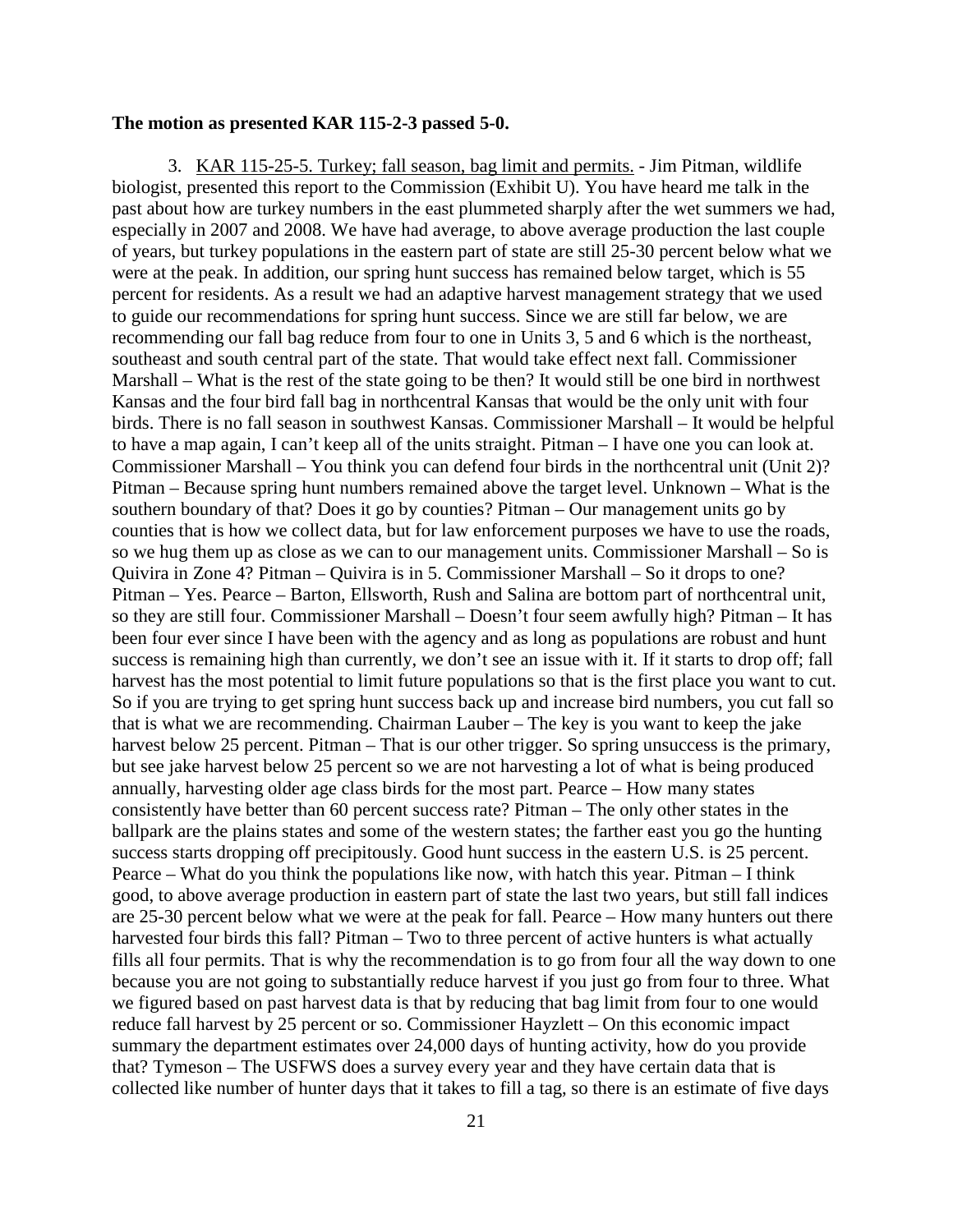**The motion as presented KAR 115-2-3 passed 5-0.**

3. KAR 115-25-5. Turkey; fall season, bag limit and permits. - Jim Pitman, wildlife biologist, presented this report to the Commission (Exhibit U). You have heard me talk in the past about how are turkey numbers in the east plummeted sharply after the wet summers we had, especially in 2007 and 2008. We have had average, to above average production the last couple of years, but turkey populations in the eastern part of state are still 25-30 percent below what we were at the peak. In addition, our spring hunt success has remained below target, which is 55 percent for residents. As a result we had an adaptive harvest management strategy that we used to guide our recommendations for spring hunt success. Since we are still far below, we are recommending our fall bag reduce from four to one in Units 3, 5 and 6 which is the northeast, southeast and south central part of the state. That would take effect next fall. Commissioner Marshall – What is the rest of the state going to be then? It would still be one bird in northwest Kansas and the four bird fall bag in northcentral Kansas that would be the only unit with four birds. There is no fall season in southwest Kansas. Commissioner Marshall – It would be helpful to have a map again, I can't keep all of the units straight. Pitman – I have one you can look at. Commissioner Marshall – You think you can defend four birds in the northcentral unit (Unit 2)? Pitman – Because spring hunt numbers remained above the target level. Unknown – What is the southern boundary of that? Does it go by counties? Pitman – Our management units go by counties that is how we collect data, but for law enforcement purposes we have to use the roads, so we hug them up as close as we can to our management units. Commissioner Marshall – So is Quivira in Zone 4? Pitman – Quivira is in 5. Commissioner Marshall – So it drops to one? Pitman – Yes. Pearce – Barton, Ellsworth, Rush and Salina are bottom part of northcentral unit, so they are still four. Commissioner Marshall – Doesn't four seem awfully high? Pitman – It has been four ever since I have been with the agency and as long as populations are robust and hunt success is remaining high than currently, we don't see an issue with it. If it starts to drop off; fall harvest has the most potential to limit future populations so that is the first place you want to cut. So if you are trying to get spring hunt success back up and increase bird numbers, you cut fall so that is what we are recommending. Chairman Lauber – The key is you want to keep the jake harvest below 25 percent. Pitman – That is our other trigger. So spring unsuccess is the primary, but see jake harvest below 25 percent so we are not harvesting a lot of what is being produced annually, harvesting older age class birds for the most part. Pearce – How many states consistently have better than 60 percent success rate? Pitman – The only other states in the ballpark are the plains states and some of the western states; the farther east you go the hunting success starts dropping off precipitously. Good hunt success in the eastern U.S. is 25 percent. Pearce – What do you think the populations like now, with hatch this year. Pitman – I think good, to above average production in eastern part of state the last two years, but still fall indices are 25-30 percent below what we were at the peak for fall. Pearce – How many hunters out there harvested four birds this fall? Pitman – Two to three percent of active hunters is what actually fills all four permits. That is why the recommendation is to go from four all the way down to one because you are not going to substantially reduce harvest if you just go from four to three. What we figured based on past harvest data is that by reducing that bag limit from four to one would reduce fall harvest by 25 percent or so. Commissioner Hayzlett – On this economic impact summary the department estimates over 24,000 days of hunting activity, how do you provide that? Tymeson – The USFWS does a survey every year and they have certain data that is collected like number of hunter days that it takes to fill a tag, so there is an estimate of five days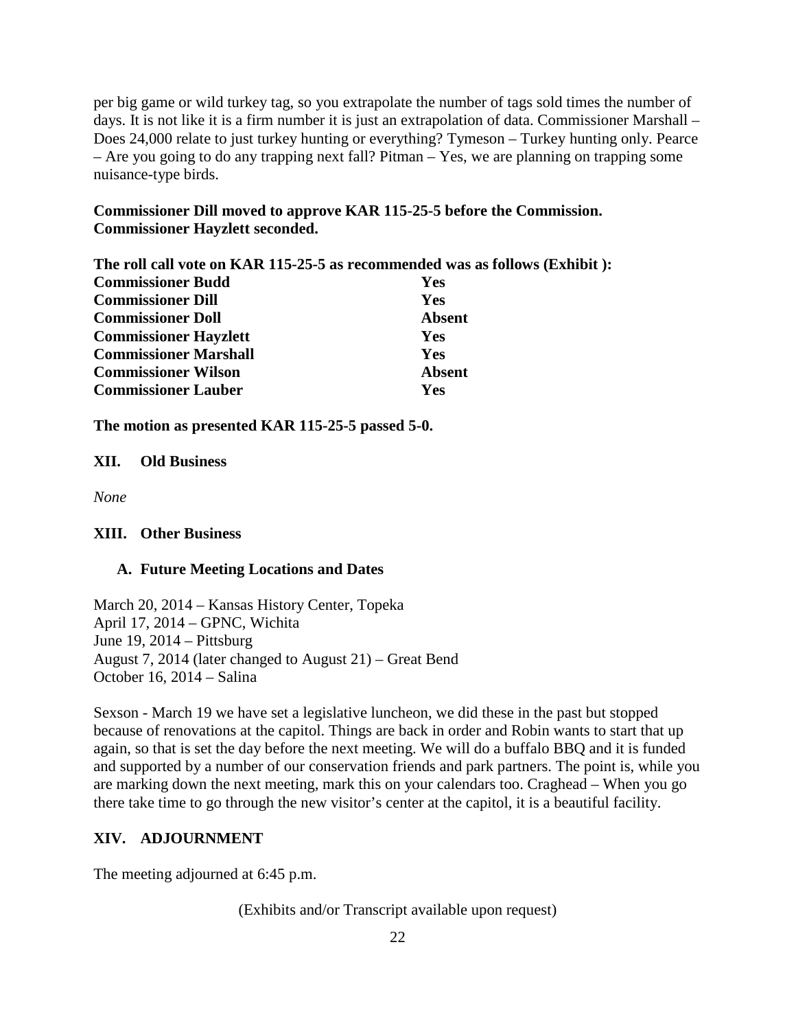per big game or wild turkey tag, so you extrapolate the number of tags sold times the number of days. It is not like it is a firm number it is just an extrapolation of data. Commissioner Marshall – Does 24,000 relate to just turkey hunting or everything? Tymeson – Turkey hunting only. Pearce – Are you going to do any trapping next fall? Pitman – Yes, we are planning on trapping some nuisance-type birds.

**Commissioner Dill moved to approve KAR 115-25-5 before the Commission. Commissioner Hayzlett seconded.**

**The roll call vote on KAR 115-25-5 as recommended was as follows (Exhibit ):**

| | |
|---|---|
| **Commissioner Budd** | **Yes** |
| **Commissioner Dill** | **Yes** |
| **Commissioner Doll** | **Absent** |
| **Commissioner Hayzlett** | **Yes** |
| **Commissioner Marshall** | **Yes** |
| **Commissioner Wilson** | **Absent** |
| **Commissioner Lauber** | **Yes** |

**The motion as presented KAR 115-25-5 passed 5-0.**

## XII. Old Business

*None*

## XIII. Other Business

### A. Future Meeting Locations and Dates

March 20, 2014 – Kansas History Center, Topeka
April 17, 2014 – GPNC, Wichita
June 19, 2014 – Pittsburg
August 7, 2014 (later changed to August 21) – Great Bend
October 16, 2014 – Salina

Sexson - March 19 we have set a legislative luncheon, we did these in the past but stopped because of renovations at the capitol. Things are back in order and Robin wants to start that up again, so that is set the day before the next meeting. We will do a buffalo BBQ and it is funded and supported by a number of our conservation friends and park partners. The point is, while you are marking down the next meeting, mark this on your calendars too. Craghead – When you go there take time to go through the new visitor's center at the capitol, it is a beautiful facility.

## XIV. ADJOURNMENT

The meeting adjourned at 6:45 p.m.

(Exhibits and/or Transcript available upon request)